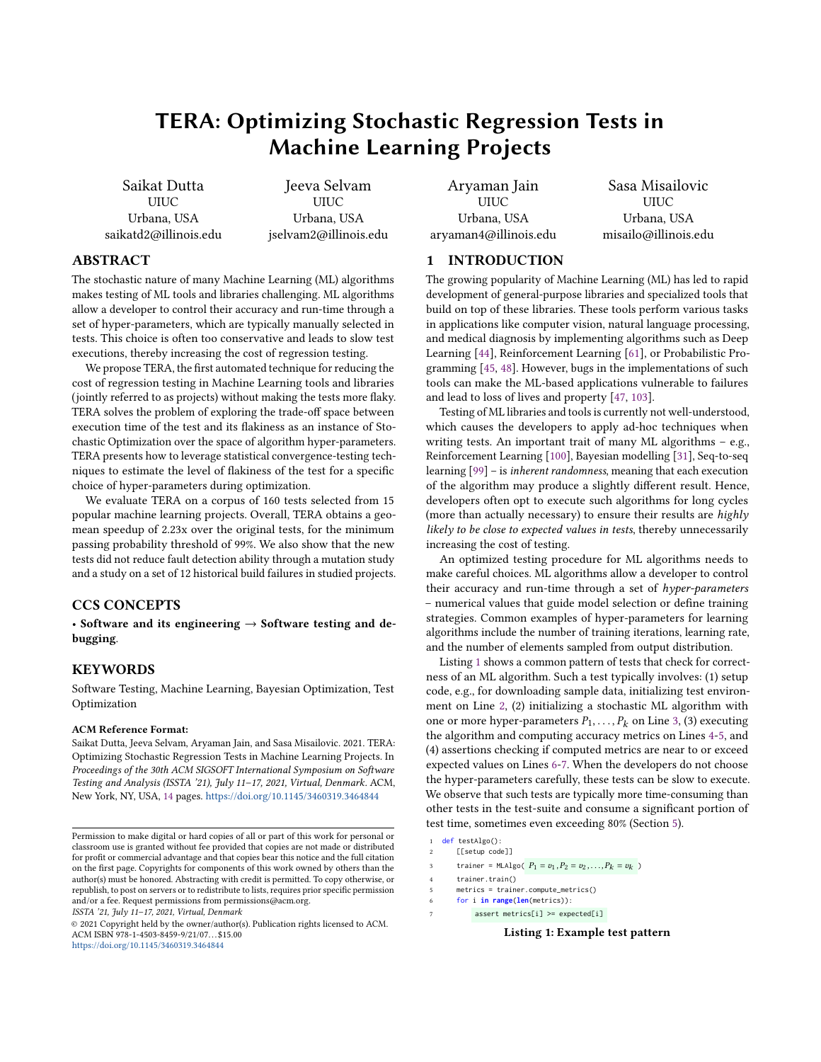# TERA: Optimizing Stochastic Regression Tests in Machine Learning Projects

Saikat Dutta
UIUC
Urbana, USA
saikatd2@illinois.edu

Jeeva Selvam
UIUC
Urbana, USA
jselvam2@illinois.edu

Aryaman Jain
UIUC
Urbana, USA
aryaman4@illinois.edu

Sasa Misailovic
UIUC
Urbana, USA
misailo@illinois.edu

## ABSTRACT

The stochastic nature of many Machine Learning (ML) algorithms makes testing of ML tools and libraries challenging. ML algorithms allow a developer to control their accuracy and run-time through a set of hyper-parameters, which are typically manually selected in tests. This choice is often too conservative and leads to slow test executions, thereby increasing the cost of regression testing.

We propose TERA, the first automated technique for reducing the cost of regression testing in Machine Learning tools and libraries (jointly referred to as projects) without making the tests more flaky. TERA solves the problem of exploring the trade-off space between execution time of the test and its flakiness as an instance of Stochastic Optimization over the space of algorithm hyper-parameters. TERA presents how to leverage statistical convergence-testing techniques to estimate the level of flakiness of the test for a specific choice of hyper-parameters during optimization.

We evaluate TERA on a corpus of 160 tests selected from 15 popular machine learning projects. Overall, TERA obtains a geo-mean speedup of 2.23x over the original tests, for the minimum passing probability threshold of 99%. We also show that the new tests did not reduce fault detection ability through a mutation study and a study on a set of 12 historical build failures in studied projects.

## CCS CONCEPTS

• **Software and its engineering** → **Software testing and debugging**.

## KEYWORDS

Software Testing, Machine Learning, Bayesian Optimization, Test Optimization

**ACM Reference Format:**
Saikat Dutta, Jeeva Selvam, Aryaman Jain, and Sasa Misailovic. 2021. TERA: Optimizing Stochastic Regression Tests in Machine Learning Projects. In *Proceedings of the 30th ACM SIGSOFT International Symposium on Software Testing and Analysis (ISSTA '21), July 11–17, 2021, Virtual, Denmark.* ACM, New York, NY, USA, 14 pages. https://doi.org/10.1145/3460319.3464844

Permission to make digital or hard copies of all or part of this work for personal or classroom use is granted without fee provided that copies are not made or distributed for profit or commercial advantage and that copies bear this notice and the full citation on the first page. Copyrights for components of this work owned by others than the author(s) must be honored. Abstracting with credit is permitted. To copy otherwise, or republish, to post on servers or to redistribute to lists, requires prior specific permission and/or a fee. Request permissions from permissions@acm.org.
*ISSTA '21, July 11–17, 2021, Virtual, Denmark*
© 2021 Copyright held by the owner/author(s). Publication rights licensed to ACM.
ACM ISBN 978-1-4503-8459-9/21/07…$15.00
https://doi.org/10.1145/3460319.3464844

## 1 INTRODUCTION

The growing popularity of Machine Learning (ML) has led to rapid development of general-purpose libraries and specialized tools that build on top of these libraries. These tools perform various tasks in applications like computer vision, natural language processing, and medical diagnosis by implementing algorithms such as Deep Learning [44], Reinforcement Learning [61], or Probabilistic Programming [45, 48]. However, bugs in the implementations of such tools can make the ML-based applications vulnerable to failures and lead to loss of lives and property [47, 103].

Testing of ML libraries and tools is currently not well-understood, which causes the developers to apply ad-hoc techniques when writing tests. An important trait of many ML algorithms – e.g., Reinforcement Learning [100], Bayesian modelling [31], Seq-to-seq learning [99] – is *inherent randomness*, meaning that each execution of the algorithm may produce a slightly different result. Hence, developers often opt to execute such algorithms for long cycles (more than actually necessary) to ensure their results are *highly likely to be close to expected values in tests*, thereby unnecessarily increasing the cost of testing.

An optimized testing procedure for ML algorithms needs to make careful choices. ML algorithms allow a developer to control their accuracy and run-time through a set of *hyper-parameters* – numerical values that guide model selection or define training strategies. Common examples of hyper-parameters for learning algorithms include the number of training iterations, learning rate, and the number of elements sampled from output distribution.

Listing 1 shows a common pattern of tests that check for correctness of an ML algorithm. Such a test typically involves: (1) setup code, e.g., for downloading sample data, initializing test environment on Line 2, (2) initializing a stochastic ML algorithm with one or more hyper-parameters $P_1, \ldots, P_k$ on Line 3, (3) executing the algorithm and computing accuracy metrics on Lines 4-5, and (4) assertions checking if computed metrics are near to or exceed expected values on Lines 6-7. When the developers do not choose the hyper-parameters carefully, these tests can be slow to execute. We observe that such tests are typically more time-consuming than other tests in the test-suite and consume a significant portion of test time, sometimes even exceeding 80% (Section 5).

```
1  def testAlgo():
2      [[setup code]]
3      trainer = MLAlgo( P1 = v1, P2 = v2, ..., Pk = vk )
4      trainer.train()
5      metrics = trainer.compute_metrics()
6      for i in range(len(metrics)):
7          assert metrics[i] >= expected[i]
```

**Listing 1: Example test pattern**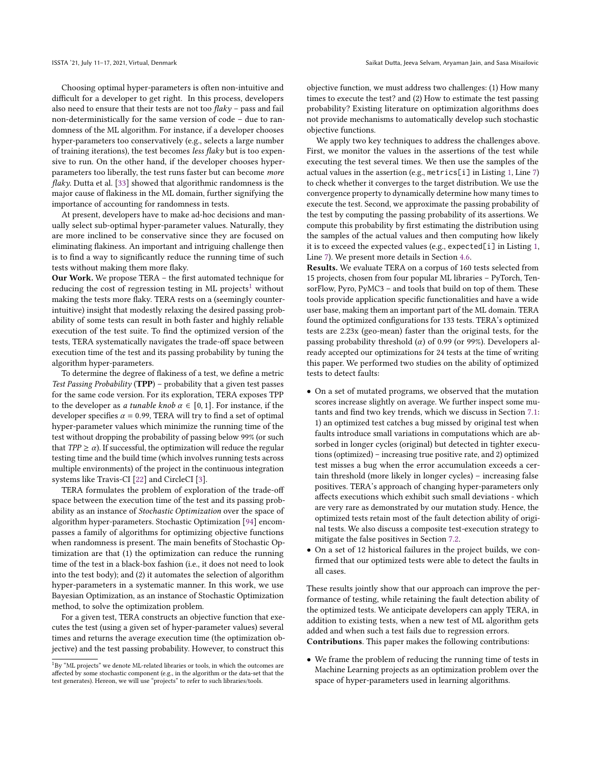Choosing optimal hyper-parameters is often non-intuitive and difficult for a developer to get right. In this process, developers also need to ensure that their tests are not too *flaky* – pass and fail non-deterministically for the same version of code – due to randomness of the ML algorithm. For instance, if a developer chooses hyper-parameters too conservatively (e.g., selects a large number of training iterations), the test becomes *less flaky* but is too expensive to run. On the other hand, if the developer chooses hyper-parameters too liberally, the test runs faster but can become *more flaky*. Dutta et al. [33] showed that algorithmic randomness is the major cause of flakiness in the ML domain, further signifying the importance of accounting for randomness in tests.

At present, developers have to make ad-hoc decisions and manually select sub-optimal hyper-parameter values. Naturally, they are more inclined to be conservative since they are focused on eliminating flakiness. An important and intriguing challenge then is to find a way to significantly reduce the running time of such tests without making them more flaky.

**Our Work.** We propose TERA – the first automated technique for reducing the cost of regression testing in ML projects[1] without making the tests more flaky. TERA rests on a (seemingly counter-intuitive) insight that modestly relaxing the desired passing probability of some tests can result in both faster and highly reliable execution of the test suite. To find the optimized version of the tests, TERA systematically navigates the trade-off space between execution time of the test and its passing probability by tuning the algorithm hyper-parameters.

To determine the degree of flakiness of a test, we define a metric *Test Passing Probability* (**TPP**) – probability that a given test passes for the same code version. For its exploration, TERA exposes TPP to the developer as *a tunable knob* $\alpha \in [0, 1]$. For instance, if the developer specifies $\alpha = 0.99$, TERA will try to find a set of optimal hyper-parameter values which minimize the running time of the test without dropping the probability of passing below 99% (or such that $TPP \geq \alpha$). If successful, the optimization will reduce the regular testing time and the build time (which involves running tests across multiple environments) of the project in the continuous integration systems like Travis-CI [22] and CircleCI [3].

TERA formulates the problem of exploration of the trade-off space between the execution time of the test and its passing probability as an instance of *Stochastic Optimization* over the space of algorithm hyper-parameters. Stochastic Optimization [94] encompasses a family of algorithms for optimizing objective functions when randomness is present. The main benefits of Stochastic Optimization are that (1) the optimization can reduce the running time of the test in a black-box fashion (i.e., it does not need to look into the test body); and (2) it automates the selection of algorithm hyper-parameters in a systematic manner. In this work, we use Bayesian Optimization, as an instance of Stochastic Optimization method, to solve the optimization problem.

For a given test, TERA constructs an objective function that executes the test (using a given set of hyper-parameter values) several times and returns the average execution time (the optimization objective) and the test passing probability. However, to construct this objective function, we must address two challenges: (1) How many times to execute the test? and (2) How to estimate the test passing probability? Existing literature on optimization algorithms does not provide mechanisms to automatically develop such stochastic objective functions.

We apply two key techniques to address the challenges above. First, we monitor the values in the assertions of the test while executing the test several times. We then use the samples of the actual values in the assertion (e.g., `metrics[i]` in Listing 1, Line 7) to check whether it converges to the target distribution. We use the convergence property to dynamically determine how many times to execute the test. Second, we approximate the passing probability of the test by computing the passing probability of its assertions. We compute this probability by first estimating the distribution using the samples of the actual values and then computing how likely it is to exceed the expected values (e.g., `expected[i]` in Listing 1, Line 7). We present more details in Section 4.6.

**Results.** We evaluate TERA on a corpus of 160 tests selected from 15 projects, chosen from four popular ML libraries – PyTorch, TensorFlow, Pyro, PyMC3 – and tools that build on top of them. These tools provide application specific functionalities and have a wide user base, making them an important part of the ML domain. TERA found the optimized configurations for 133 tests. TERA's optimized tests are 2.23x (geo-mean) faster than the original tests, for the passing probability threshold ($\alpha$) of 0.99 (or 99%). Developers already accepted our optimizations for 24 tests at the time of writing this paper. We performed two studies on the ability of optimized tests to detect faults:

- On a set of mutated programs, we observed that the mutation scores increase slightly on average. We further inspect some mutants and find two key trends, which we discuss in Section 7.1: 1) an optimized test catches a bug missed by original test when faults introduce small variations in computations which are absorbed in longer cycles (original) but detected in tighter executions (optimized) – increasing true positive rate, and 2) optimized test misses a bug when the error accumulation exceeds a certain threshold (more likely in longer cycles) – increasing false positives. TERA's approach of changing hyper-parameters only affects executions which exhibit such small deviations - which are very rare as demonstrated by our mutation study. Hence, the optimized tests retain most of the fault detection ability of original tests. We also discuss a composite test-execution strategy to mitigate the false positives in Section 7.2.
- On a set of 12 historical failures in the project builds, we confirmed that our optimized tests were able to detect the faults in all cases.

These results jointly show that our approach can improve the performance of testing, while retaining the fault detection ability of the optimized tests. We anticipate developers can apply TERA, in addition to existing tests, when a new test of ML algorithm gets added and when such a test fails due to regression errors.

**Contributions**. This paper makes the following contributions:

- We frame the problem of reducing the running time of tests in Machine Learning projects as an optimization problem over the space of hyper-parameters used in learning algorithms.

[1] By "ML projects" we denote ML-related libraries or tools, in which the outcomes are affected by some stochastic component (e.g., in the algorithm or the data-set that the test generates). Hereon, we will use "projects" to refer to such libraries/tools.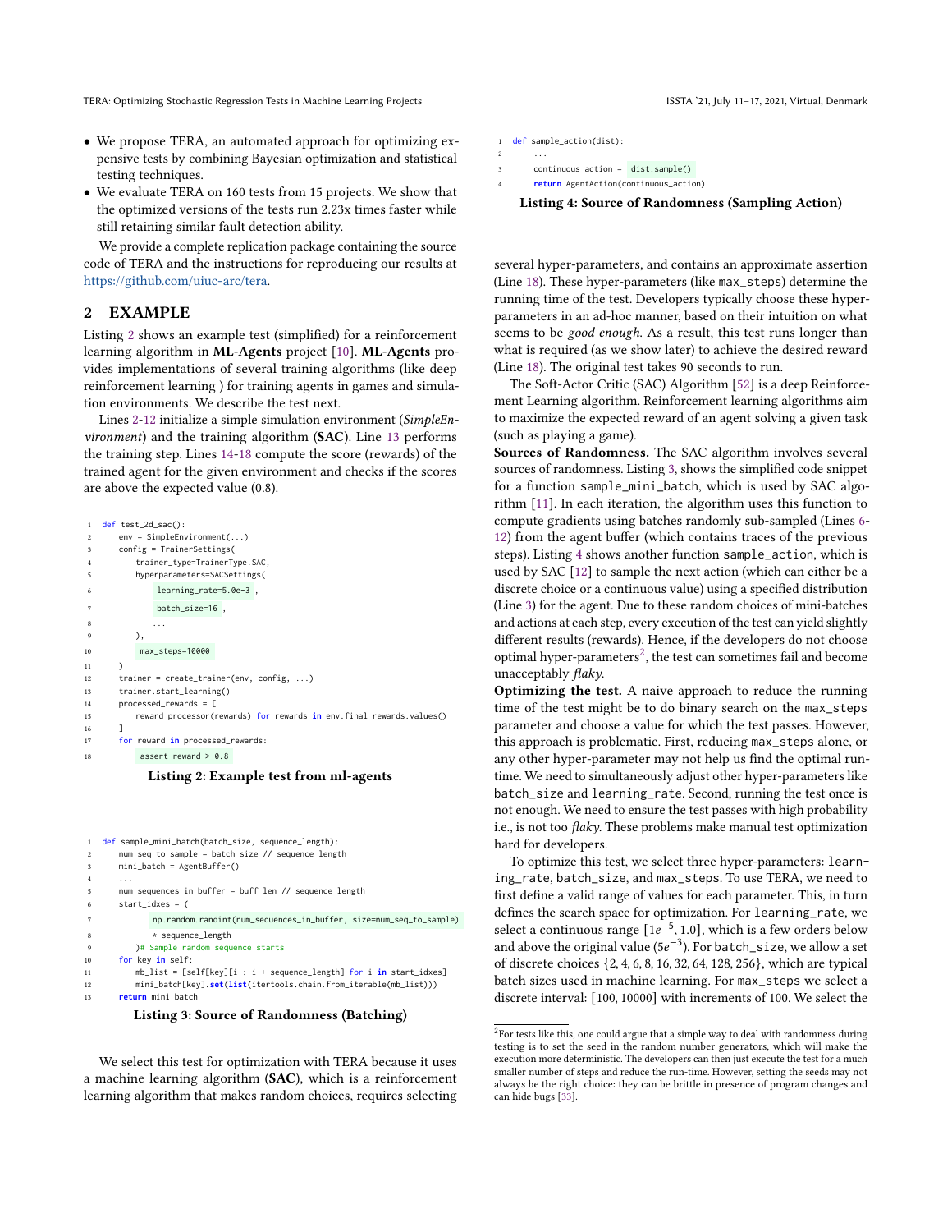- We propose TERA, an automated approach for optimizing expensive tests by combining Bayesian optimization and statistical testing techniques.
- We evaluate TERA on 160 tests from 15 projects. We show that the optimized versions of the tests run 2.23x times faster while still retaining similar fault detection ability.

We provide a complete replication package containing the source code of TERA and the instructions for reproducing our results at https://github.com/uiuc-arc/tera.

## 2 EXAMPLE

Listing 2 shows an example test (simplified) for a reinforcement learning algorithm in **ML-Agents** project [10]. **ML-Agents** provides implementations of several training algorithms (like deep reinforcement learning ) for training agents in games and simulation environments. We describe the test next.

Lines 2-12 initialize a simple simulation environment (*SimpleEnvironment*) and the training algorithm (**SAC**). Line 13 performs the training step. Lines 14-18 compute the score (rewards) of the trained agent for the given environment and checks if the scores are above the expected value (0.8).

```
1  def test_2d_sac():
2      env = SimpleEnvironment(...)
3      config = TrainerSettings(
4          trainer_type=TrainerType.SAC,
5          hyperparameters=SACSettings(
6              learning_rate=5.0e-3 ,
7              batch_size=16 ,
8              ...
9          ),
10         max_steps=10000
11     )
12     trainer = create_trainer(env, config, ...)
13     trainer.start_learning()
14     processed_rewards = [
15         reward_processor(rewards) for rewards in env.final_rewards.values()
16     ]
17     for reward in processed_rewards:
18         assert reward > 0.8
```

**Listing 2: Example test from ml-agents**

```
1  def sample_mini_batch(batch_size, sequence_length):
2      num_seq_to_sample = batch_size // sequence_length
3      mini_batch = AgentBuffer()
4      ...
5      num_sequences_in_buffer = buff_len // sequence_length
6      start_idxes = (
7          np.random.randint(num_sequences_in_buffer, size=num_seq_to_sample)
8          * sequence_length
9      )# Sample random sequence starts
10     for key in self:
11         mb_list = [self[key][i : i + sequence_length] for i in start_idxes]
12         mini_batch[key].set(list(itertools.chain.from_iterable(mb_list)))
13     return mini_batch
```

**Listing 3: Source of Randomness (Batching)**

We select this test for optimization with TERA because it uses a machine learning algorithm (**SAC**), which is a reinforcement learning algorithm that makes random choices, requires selecting several hyper-parameters, and contains an approximate assertion (Line 18). These hyper-parameters (like max_steps) determine the running time of the test. Developers typically choose these hyper-parameters in an ad-hoc manner, based on their intuition on what seems to be *good enough*. As a result, this test runs longer than what is required (as we show later) to achieve the desired reward (Line 18). The original test takes 90 seconds to run.

```
1  def sample_action(dist):
2      ...
3      continuous_action = dist.sample()
4      return AgentAction(continuous_action)
```

**Listing 4: Source of Randomness (Sampling Action)**

The Soft-Actor Critic (SAC) Algorithm [52] is a deep Reinforcement Learning algorithm. Reinforcement learning algorithms aim to maximize the expected reward of an agent solving a given task (such as playing a game).

**Sources of Randomness.** The SAC algorithm involves several sources of randomness. Listing 3, shows the simplified code snippet for a function sample_mini_batch, which is used by SAC algorithm [11]. In each iteration, the algorithm uses this function to compute gradients using batches randomly sub-sampled (Lines 6-12) from the agent buffer (which contains traces of the previous steps). Listing 4 shows another function sample_action, which is used by SAC [12] to sample the next action (which can either be a discrete choice or a continuous value) using a specified distribution (Line 3) for the agent. Due to these random choices of mini-batches and actions at each step, every execution of the test can yield slightly different results (rewards). Hence, if the developers do not choose optimal hyper-parameters[2], the test can sometimes fail and become unacceptably *flaky*.

**Optimizing the test.** A naive approach to reduce the running time of the test might be to do binary search on the max_steps parameter and choose a value for which the test passes. However, this approach is problematic. First, reducing max_steps alone, or any other hyper-parameter may not help us find the optimal runtime. We need to simultaneously adjust other hyper-parameters like batch_size and learning_rate. Second, running the test once is not enough. We need to ensure the test passes with high probability i.e., is not too *flaky*. These problems make manual test optimization hard for developers.

To optimize this test, we select three hyper-parameters: learning_rate, batch_size, and max_steps. To use TERA, we need to first define a valid range of values for each parameter. This, in turn defines the search space for optimization. For learning_rate, we select a continuous range $[1e^{-5}, 1.0]$, which is a few orders below and above the original value ($5e^{-3}$). For batch_size, we allow a set of discrete choices $\{2, 4, 6, 8, 16, 32, 64, 128, 256\}$, which are typical batch sizes used in machine learning. For max_steps we select a discrete interval: $[100, 10000]$ with increments of 100. We select the

[2] For tests like this, one could argue that a simple way to deal with randomness during testing is to set the seed in the random number generators, which will make the execution more deterministic. The developers can then just execute the test for a much smaller number of steps and reduce the run-time. However, setting the seeds may not always be the right choice: they can be brittle in presence of program changes and can hide bugs [33].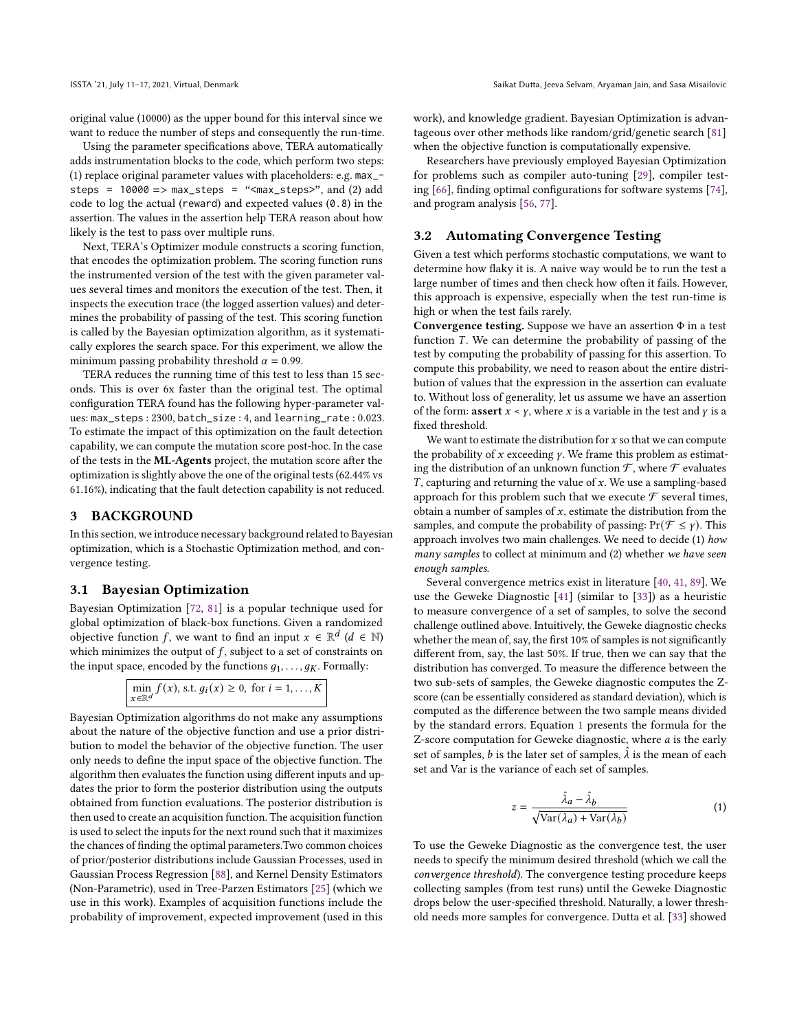original value (10000) as the upper bound for this interval since we want to reduce the number of steps and consequently the run-time.

Using the parameter specifications above, TERA automatically adds instrumentation blocks to the code, which perform two steps: (1) replace original parameter values with placeholders: e.g. `max_steps = 10000` => `max_steps = "<max_steps>"`, and (2) add code to log the actual (`reward`) and expected values (`0.8`) in the assertion. The values in the assertion help TERA reason about how likely is the test to pass over multiple runs.

Next, TERA's Optimizer module constructs a scoring function, that encodes the optimization problem. The scoring function runs the instrumented version of the test with the given parameter values several times and monitors the execution of the test. Then, it inspects the execution trace (the logged assertion values) and determines the probability of passing of the test. This scoring function is called by the Bayesian optimization algorithm, as it systematically explores the search space. For this experiment, we allow the minimum passing probability threshold $\alpha = 0.99$.

TERA reduces the running time of this test to less than 15 seconds. This is over 6x faster than the original test. The optimal configuration TERA found has the following hyper-parameter values: `max_steps` : 2300, `batch_size` : 4, and `learning_rate` : 0.023. To estimate the impact of this optimization on the fault detection capability, we can compute the mutation score post-hoc. In the case of the tests in the **ML-Agents** project, the mutation score after the optimization is slightly above the one of the original tests (62.44% vs 61.16%), indicating that the fault detection capability is not reduced.

## 3 BACKGROUND

In this section, we introduce necessary background related to Bayesian optimization, which is a Stochastic Optimization method, and convergence testing.

### 3.1 Bayesian Optimization

Bayesian Optimization [72, 81] is a popular technique used for global optimization of black-box functions. Given a randomized objective function $f$, we want to find an input $x \in \mathbb{R}^d$ ($d \in \mathbb{N}$) which minimizes the output of $f$, subject to a set of constraints on the input space, encoded by the functions $g_1, \ldots, g_K$. Formally:

$$\min_{x \in \mathbb{R}^d} f(x), \text{ s.t. } g_i(x) \geq 0, \text{ for } i = 1, \ldots, K$$

Bayesian Optimization algorithms do not make any assumptions about the nature of the objective function and use a prior distribution to model the behavior of the objective function. The user only needs to define the input space of the objective function. The algorithm then evaluates the function using different inputs and updates the prior to form the posterior distribution using the outputs obtained from function evaluations. The posterior distribution is then used to create an acquisition function. The acquisition function is used to select the inputs for the next round such that it maximizes the chances of finding the optimal parameters.Two common choices of prior/posterior distributions include Gaussian Processes, used in Gaussian Process Regression [88], and Kernel Density Estimators (Non-Parametric), used in Tree-Parzen Estimators [25] (which we use in this work). Examples of acquisition functions include the probability of improvement, expected improvement (used in this work), and knowledge gradient. Bayesian Optimization is advantageous over other methods like random/grid/genetic search [81] when the objective function is computationally expensive.

Researchers have previously employed Bayesian Optimization for problems such as compiler auto-tuning [29], compiler testing [66], finding optimal configurations for software systems [74], and program analysis [56, 77].

### 3.2 Automating Convergence Testing

Given a test which performs stochastic computations, we want to determine how flaky it is. A naive way would be to run the test a large number of times and then check how often it fails. However, this approach is expensive, especially when the test run-time is high or when the test fails rarely.

**Convergence testing.** Suppose we have an assertion $\Phi$ in a test function $T$. We can determine the probability of passing of the test by computing the probability of passing for this assertion. To compute this probability, we need to reason about the entire distribution of values that the expression in the assertion can evaluate to. Without loss of generality, let us assume we have an assertion of the form: **assert** $x < \gamma$, where $x$ is a variable in the test and $\gamma$ is a fixed threshold.

We want to estimate the distribution for $x$ so that we can compute the probability of $x$ exceeding $\gamma$. We frame this problem as estimating the distribution of an unknown function $\mathcal{F}$, where $\mathcal{F}$ evaluates $T$, capturing and returning the value of $x$. We use a sampling-based approach for this problem such that we execute $\mathcal{F}$ several times, obtain a number of samples of $x$, estimate the distribution from the samples, and compute the probability of passing: $\Pr(\mathcal{F} \leq \gamma)$. This approach involves two main challenges. We need to decide (1) *how many samples* to collect at minimum and (2) whether *we have seen enough samples*.

Several convergence metrics exist in literature [40, 41, 89]. We use the Geweke Diagnostic [41] (similar to [33]) as a heuristic to measure convergence of a set of samples, to solve the second challenge outlined above. Intuitively, the Geweke diagnostic checks whether the mean of, say, the first 10% of samples is not significantly different from, say, the last 50%. If true, then we can say that the distribution has converged. To measure the difference between the two sub-sets of samples, the Geweke diagnostic computes the Z-score (can be essentially considered as standard deviation), which is computed as the difference between the two sample means divided by the standard errors. Equation 1 presents the formula for the Z-score computation for Geweke diagnostic, where $a$ is the early set of samples, $b$ is the later set of samples, $\hat{\lambda}$ is the mean of each set and Var is the variance of each set of samples.

$$z = \frac{\hat{\lambda}_a - \hat{\lambda}_b}{\sqrt{\text{Var}(\lambda_a) + \text{Var}(\lambda_b)}} \tag{1}$$

To use the Geweke Diagnostic as the convergence test, the user needs to specify the minimum desired threshold (which we call the *convergence threshold*). The convergence testing procedure keeps collecting samples (from test runs) until the Geweke Diagnostic drops below the user-specified threshold. Naturally, a lower threshold needs more samples for convergence. Dutta et al. [33] showed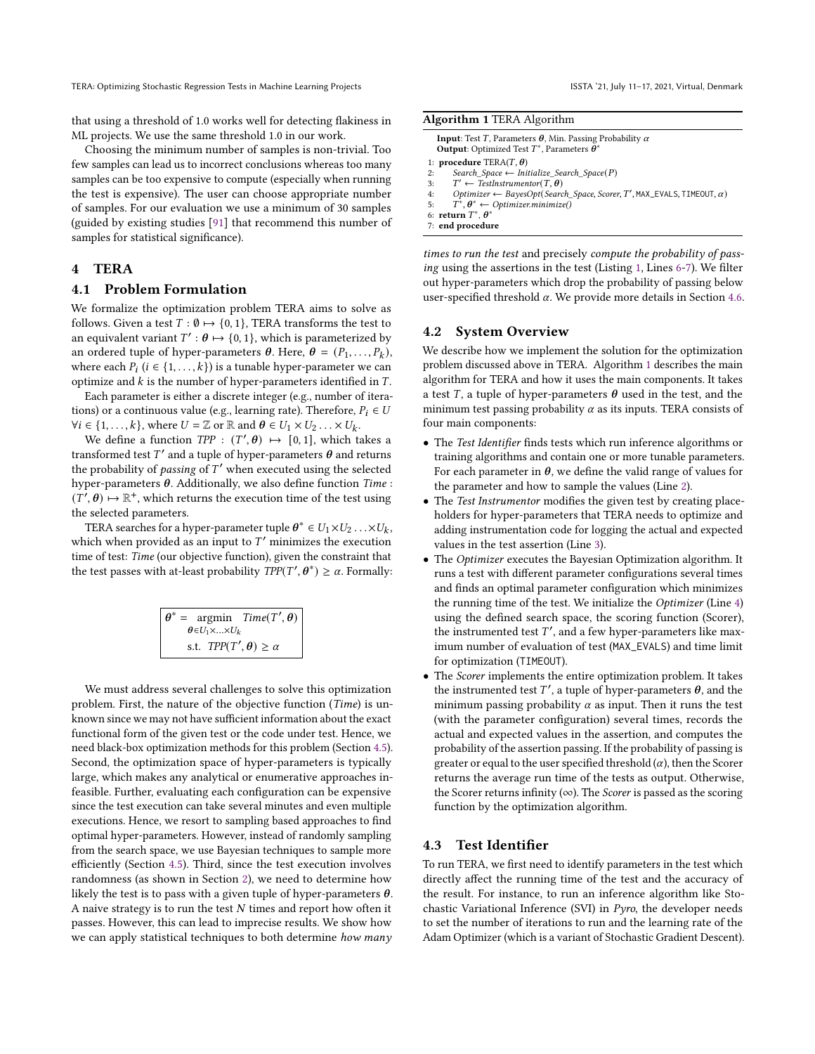that using a threshold of 1.0 works well for detecting flakiness in ML projects. We use the same threshold 1.0 in our work.

Choosing the minimum number of samples is non-trivial. Too few samples can lead us to incorrect conclusions whereas too many samples can be too expensive to compute (especially when running the test is expensive). The user can choose appropriate number of samples. For our evaluation we use a minimum of 30 samples (guided by existing studies [91] that recommend this number of samples for statistical significance).

## 4 TERA

### 4.1 Problem Formulation

We formalize the optimization problem TERA aims to solve as follows. Given a test $T : \emptyset \mapsto \{0, 1\}$, TERA transforms the test to an equivalent variant $T' : \boldsymbol{\theta} \mapsto \{0, 1\}$, which is parameterized by an ordered tuple of hyper-parameters $\boldsymbol{\theta}$. Here, $\boldsymbol{\theta} = (P_1, \ldots, P_k)$, where each $P_i$ ($i \in \{1, \ldots, k\}$) is a tunable hyper-parameter we can optimize and $k$ is the number of hyper-parameters identified in $T$.

Each parameter is either a discrete integer (e.g., number of iterations) or a continuous value (e.g., learning rate). Therefore, $P_i \in U$ $\forall i \in \{1, \ldots, k\}$, where $U = \mathbb{Z}$ or $\mathbb{R}$ and $\boldsymbol{\theta} \in U_1 \times U_2 \ldots \times U_k$.

We define a function $TPP : (T', \boldsymbol{\theta}) \mapsto [0, 1]$, which takes a transformed test $T'$ and a tuple of hyper-parameters $\boldsymbol{\theta}$ and returns the probability of *passing* of $T'$ when executed using the selected hyper-parameters $\boldsymbol{\theta}$. Additionally, we also define function $Time : (T', \boldsymbol{\theta}) \mapsto \mathbb{R}^+$, which returns the execution time of the test using the selected parameters.

TERA searches for a hyper-parameter tuple $\boldsymbol{\theta}^* \in U_1 \times U_2 \ldots \times U_k$, which when provided as an input to $T'$ minimizes the execution time of test: *Time* (our objective function), given the constraint that the test passes with at-least probability $TPP(T', \boldsymbol{\theta}^*) \geq \alpha$. Formally:

$$
\boxed{\begin{aligned} \boldsymbol{\theta}^* = \underset{\boldsymbol{\theta} \in U_1 \times \ldots \times U_k}{\operatorname{argmin}} \quad & Time(T', \boldsymbol{\theta}) \\ \text{s.t.} \quad & TPP(T', \boldsymbol{\theta}) \geq \alpha \end{aligned}}
$$

We must address several challenges to solve this optimization problem. First, the nature of the objective function (*Time*) is unknown since we may not have sufficient information about the exact functional form of the given test or the code under test. Hence, we need black-box optimization methods for this problem (Section 4.5). Second, the optimization space of hyper-parameters is typically large, which makes any analytical or enumerative approaches infeasible. Further, evaluating each configuration can be expensive since the test execution can take several minutes and even multiple executions. Hence, we resort to sampling based approaches to find optimal hyper-parameters. However, instead of randomly sampling from the search space, we use Bayesian techniques to sample more efficiently (Section 4.5). Third, since the test execution involves randomness (as shown in Section 2), we need to determine how likely the test is to pass with a given tuple of hyper-parameters $\boldsymbol{\theta}$. A naive strategy is to run the test $N$ times and report how often it passes. However, this can lead to imprecise results. We show how we can apply statistical techniques to both determine *how many times to run the test* and precisely *compute the probability of passing* using the assertions in the test (Listing 1, Lines 6-7). We filter out hyper-parameters which drop the probability of passing below user-specified threshold $\alpha$. We provide more details in Section 4.6.

**Algorithm 1** TERA Algorithm

**Input**: Test $T$, Parameters $\boldsymbol{\theta}$, Min. Passing Probability $\alpha$
**Output**: Optimized Test $T^*$, Parameters $\boldsymbol{\theta}^*$

```
1: procedure TERA(T, θ)
2:     Search_Space ← Initialize_Search_Space(P)
3:     T′ ← TestInstrumentor(T, θ)
4:     Optimizer ← BayesOpt(Search_Space, Scorer, T′, MAX_EVALS, TIMEOUT, α)
5:     T*, θ* ← Optimizer.minimize()
6: return T*, θ*
7: end procedure
```

### 4.2 System Overview

We describe how we implement the solution for the optimization problem discussed above in TERA. Algorithm 1 describes the main algorithm for TERA and how it uses the main components. It takes a test $T$, a tuple of hyper-parameters $\boldsymbol{\theta}$ used in the test, and the minimum test passing probability $\alpha$ as its inputs. TERA consists of four main components:

- The *Test Identifier* finds tests which run inference algorithms or training algorithms and contain one or more tunable parameters. For each parameter in $\boldsymbol{\theta}$, we define the valid range of values for the parameter and how to sample the values (Line 2).
- The *Test Instrumentor* modifies the given test by creating placeholders for hyper-parameters that TERA needs to optimize and adding instrumentation code for logging the actual and expected values in the test assertion (Line 3).
- The *Optimizer* executes the Bayesian Optimization algorithm. It runs a test with different parameter configurations several times and finds an optimal parameter configuration which minimizes the running time of the test. We initialize the *Optimizer* (Line 4) using the defined search space, the scoring function (Scorer), the instrumented test $T'$, and a few hyper-parameters like maximum number of evaluation of test (MAX_EVALS) and time limit for optimization (TIMEOUT).
- The *Scorer* implements the entire optimization problem. It takes the instrumented test $T'$, a tuple of hyper-parameters $\boldsymbol{\theta}$, and the minimum passing probability $\alpha$ as input. Then it runs the test (with the parameter configuration) several times, records the actual and expected values in the assertion, and computes the probability of the assertion passing. If the probability of passing is greater or equal to the user specified threshold ($\alpha$), then the Scorer returns the average run time of the tests as output. Otherwise, the Scorer returns infinity ($\infty$). The *Scorer* is passed as the scoring function by the optimization algorithm.

### 4.3 Test Identifier

To run TERA, we first need to identify parameters in the test which directly affect the running time of the test and the accuracy of the result. For instance, to run an inference algorithm like Stochastic Variational Inference (SVI) in *Pyro*, the developer needs to set the number of iterations to run and the learning rate of the Adam Optimizer (which is a variant of Stochastic Gradient Descent).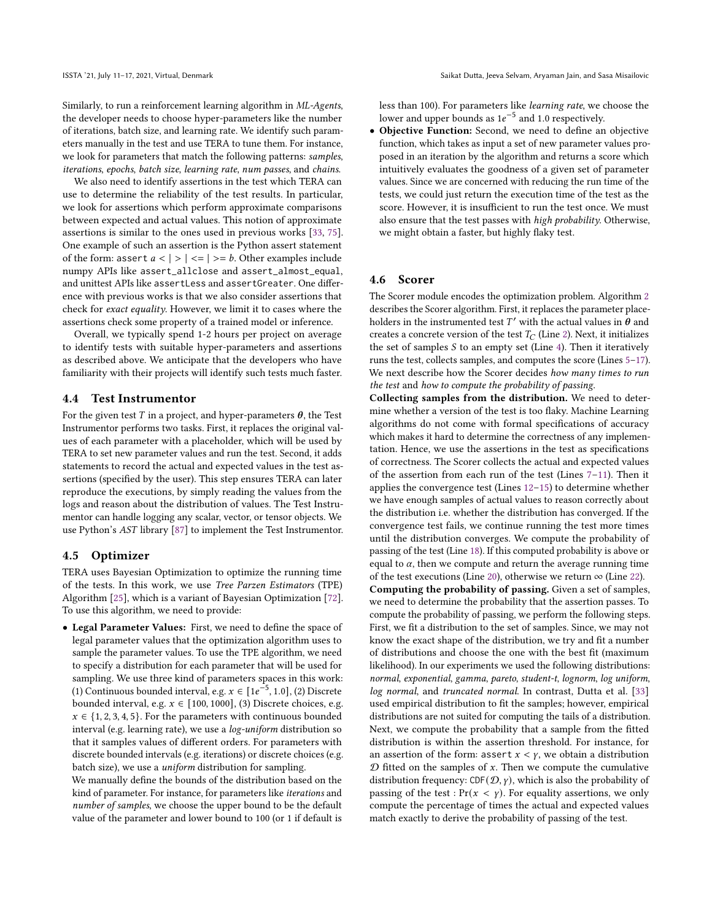Similarly, to run a reinforcement learning algorithm in *ML-Agents*, the developer needs to choose hyper-parameters like the number of iterations, batch size, and learning rate. We identify such parameters manually in the test and use TERA to tune them. For instance, we look for parameters that match the following patterns: *samples*, *iterations*, *epochs*, *batch size*, *learning rate*, *num passes*, and *chains*.

We also need to identify assertions in the test which TERA can use to determine the reliability of the test results. In particular, we look for assertions which perform approximate comparisons between expected and actual values. This notion of approximate assertions is similar to the ones used in previous works [33, 75]. One example of such an assertion is the Python assert statement of the form: `assert` $a$ `<` | `>` | `<=` | `>=` $b$. Other examples include numpy APIs like `assert_allclose` and `assert_almost_equal`, and unittest APIs like `assertLess` and `assertGreater`. One difference with previous works is that we also consider assertions that check for *exact equality*. However, we limit it to cases where the assertions check some property of a trained model or inference.

Overall, we typically spend 1-2 hours per project on average to identify tests with suitable hyper-parameters and assertions as described above. We anticipate that the developers who have familiarity with their projects will identify such tests much faster.

### 4.4 Test Instrumentor

For the given test $T$ in a project, and hyper-parameters $\boldsymbol{\theta}$, the Test Instrumentor performs two tasks. First, it replaces the original values of each parameter with a placeholder, which will be used by TERA to set new parameter values and run the test. Second, it adds statements to record the actual and expected values in the test assertions (specified by the user). This step ensures TERA can later reproduce the executions, by simply reading the values from the logs and reason about the distribution of values. The Test Instrumentor can handle logging any scalar, vector, or tensor objects. We use Python's *AST* library [87] to implement the Test Instrumentor.

### 4.5 Optimizer

TERA uses Bayesian Optimization to optimize the running time of the tests. In this work, we use *Tree Parzen Estimators* (TPE) Algorithm [25], which is a variant of Bayesian Optimization [72]. To use this algorithm, we need to provide:

- **Legal Parameter Values:** First, we need to define the space of legal parameter values that the optimization algorithm uses to sample the parameter values. To use the TPE algorithm, we need to specify a distribution for each parameter that will be used for sampling. We use three kind of parameters spaces in this work: (1) Continuous bounded interval, e.g. $x \in [1e^{-5}, 1.0]$, (2) Discrete bounded interval, e.g. $x \in [100, 1000]$, (3) Discrete choices, e.g. $x \in \{1, 2, 3, 4, 5\}$. For the parameters with continuous bounded interval (e.g. learning rate), we use a *log-uniform* distribution so that it samples values of different orders. For parameters with discrete bounded intervals (e.g. iterations) or discrete choices (e.g. batch size), we use a *uniform* distribution for sampling.

  We manually define the bounds of the distribution based on the kind of parameter. For instance, for parameters like *iterations* and *number of samples*, we choose the upper bound to be the default value of the parameter and lower bound to 100 (or 1 if default is less than 100). For parameters like *learning rate*, we choose the lower and upper bounds as $1e^{-5}$ and 1.0 respectively.
- **Objective Function:** Second, we need to define an objective function, which takes as input a set of new parameter values proposed in an iteration by the algorithm and returns a score which intuitively evaluates the goodness of a given set of parameter values. Since we are concerned with reducing the run time of the tests, we could just return the execution time of the test as the score. However, it is insufficient to run the test once. We must also ensure that the test passes with *high probability*. Otherwise, we might obtain a faster, but highly flaky test.

### 4.6 Scorer

The Scorer module encodes the optimization problem. Algorithm 2 describes the Scorer algorithm. First, it replaces the parameter placeholders in the instrumented test $T'$ with the actual values in $\boldsymbol{\theta}$ and creates a concrete version of the test $T_C$ (Line 2). Next, it initializes the set of samples $S$ to an empty set (Line 4). Then it iteratively runs the test, collects samples, and computes the score (Lines 5–17). We next describe how the Scorer decides *how many times to run the test* and *how to compute the probability of passing*.

**Collecting samples from the distribution.** We need to determine whether a version of the test is too flaky. Machine Learning algorithms do not come with formal specifications of accuracy which makes it hard to determine the correctness of any implementation. Hence, we use the assertions in the test as specifications of correctness. The Scorer collects the actual and expected values of the assertion from each run of the test (Lines 7–11). Then it applies the convergence test (Lines 12–15) to determine whether we have enough samples of actual values to reason correctly about the distribution i.e. whether the distribution has converged. If the convergence test fails, we continue running the test more times until the distribution converges. We compute the probability of passing of the test (Line 18). If this computed probability is above or equal to $\alpha$, then we compute and return the average running time of the test executions (Line 20), otherwise we return $\infty$ (Line 22).

**Computing the probability of passing.** Given a set of samples, we need to determine the probability that the assertion passes. To compute the probability of passing, we perform the following steps. First, we fit a distribution to the set of samples. Since, we may not know the exact shape of the distribution, we try and fit a number of distributions and choose the one with the best fit (maximum likelihood). In our experiments we used the following distributions: *normal*, *exponential*, *gamma*, *pareto*, *student-t*, *lognorm*, *log uniform*, *log normal*, and *truncated normal*. In contrast, Dutta et al. [33] used empirical distribution to fit the samples; however, empirical distributions are not suited for computing the tails of a distribution. Next, we compute the probability that a sample from the fitted distribution is within the assertion threshold. For instance, for an assertion of the form: `assert` $x < \gamma$, we obtain a distribution $\mathcal{D}$ fitted on the samples of $x$. Then we compute the cumulative distribution frequency: $\texttt{CDF}(\mathcal{D}, \gamma)$, which is also the probability of passing of the test : $\Pr(x < \gamma)$. For equality assertions, we only compute the percentage of times the actual and expected values match exactly to derive the probability of passing of the test.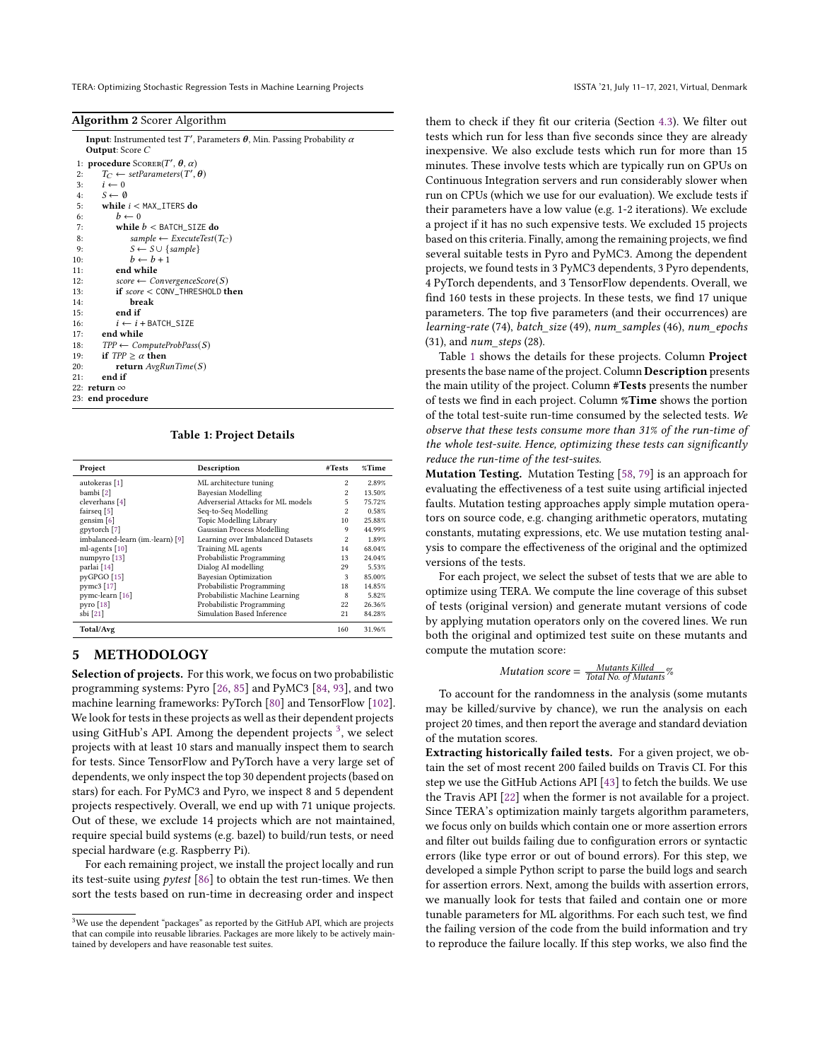**Algorithm 2** Scorer Algorithm

```
Input: Instrumented test T', Parameters θ, Min. Passing Probability α
Output: Score C
 1: procedure SCORER(T', θ, α)
 2:     T_C ← setParameters(T', θ)
 3:     i ← 0
 4:     S ← ∅
 5:     while i < MAX_ITERS do
 6:         b ← 0
 7:         while b < BATCH_SIZE do
 8:             sample ← ExecuteTest(T_C)
 9:             S ← S ∪ {sample}
10:             b ← b + 1
11:         end while
12:         score ← ConvergenceScore(S)
13:         if score < CONV_THRESHOLD then
14:             break
15:         end if
16:         i ← i + BATCH_SIZE
17:     end while
18:     TPP ← ComputeProbPass(S)
19:     if TPP ≥ α then
20:         return AvgRunTime(S)
21:     end if
22: return ∞
23: end procedure
```

**Table 1: Project Details**

| Project | Description | #Tests | %Time |
|---|---|---|---|
| autokeras [1] | ML architecture tuning | 2 | 2.89% |
| bambi [2] | Bayesian Modelling | 2 | 13.50% |
| cleverhans [4] | Adverserial Attacks for ML models | 5 | 75.72% |
| fairseq [5] | Seq-to-Seq Modelling | 2 | 0.58% |
| gensim [6] | Topic Modelling Library | 10 | 25.88% |
| gpytorch [7] | Gaussian Process Modelling | 9 | 44.99% |
| imbalanced-learn (im.-learn) [9] | Learning over Imbalanced Datasets | 2 | 1.89% |
| ml-agents [10] | Training ML agents | 14 | 68.04% |
| numpyro [13] | Probabilistic Programming | 13 | 24.04% |
| parlai [14] | Dialog AI modelling | 29 | 5.53% |
| pyGPGO [15] | Bayesian Optimization | 3 | 85.00% |
| pymc3 [17] | Probabilistic Programming | 18 | 14.85% |
| pymc-learn [16] | Probabilistic Machine Learning | 8 | 5.82% |
| pyro [18] | Probabilistic Programming | 22 | 26.36% |
| sbi [21] | Simulation Based Inference | 21 | 84.28% |
| **Total/Avg** | | 160 | 31.96% |

## 5 METHODOLOGY

**Selection of projects.** For this work, we focus on two probabilistic programming systems: Pyro [26, 85] and PyMC3 [84, 93], and two machine learning frameworks: PyTorch [80] and TensorFlow [102]. We look for tests in these projects as well as their dependent projects using GitHub's API. Among the dependent projects [3], we select projects with at least 10 stars and manually inspect them to search for tests. Since TensorFlow and PyTorch have a very large set of dependents, we only inspect the top 30 dependent projects (based on stars) for each. For PyMC3 and Pyro, we inspect 8 and 5 dependent projects respectively. Overall, we end up with 71 unique projects. Out of these, we exclude 14 projects which are not maintained, require special build systems (e.g. bazel) to build/run tests, or need special hardware (e.g. Raspberry Pi).

For each remaining project, we install the project locally and run its test-suite using *pytest* [86] to obtain the test run-times. We then sort the tests based on run-time in decreasing order and inspect them to check if they fit our criteria (Section 4.3). We filter out tests which run for less than five seconds since they are already inexpensive. We also exclude tests which run for more than 15 minutes. These involve tests which are typically run on GPUs on Continuous Integration servers and run considerably slower when run on CPUs (which we use for our evaluation). We exclude tests if their parameters have a low value (e.g. 1-2 iterations). We exclude a project if it has no such expensive tests. We excluded 15 projects based on this criteria. Finally, among the remaining projects, we find several suitable tests in Pyro and PyMC3. Among the dependent projects, we found tests in 3 PyMC3 dependents, 3 Pyro dependents, 4 PyTorch dependents, and 3 TensorFlow dependents. Overall, we find 160 tests in these projects. In these tests, we find 17 unique parameters. The top five parameters (and their occurrences) are *learning-rate* (74), *batch_size* (49), *num_samples* (46), *num_epochs* (31), and *num_steps* (28).

Table 1 shows the details for these projects. Column **Project** presents the base name of the project. Column **Description** presents the main utility of the project. Column **#Tests** presents the number of tests we find in each project. Column **%Time** shows the portion of the total test-suite run-time consumed by the selected tests. *We observe that these tests consume more than 31% of the run-time of the whole test-suite. Hence, optimizing these tests can significantly reduce the run-time of the test-suites.*

**Mutation Testing.** Mutation Testing [58, 79] is an approach for evaluating the effectiveness of a test suite using artificial injected faults. Mutation testing approaches apply simple mutation operators on source code, e.g. changing arithmetic operators, mutating constants, mutating expressions, etc. We use mutation testing analysis to compare the effectiveness of the original and the optimized versions of the tests.

For each project, we select the subset of tests that we are able to optimize using TERA. We compute the line coverage of this subset of tests (original version) and generate mutant versions of code by applying mutation operators only on the covered lines. We run both the original and optimized test suite on these mutants and compute the mutation score:

$$\textit{Mutation score} = \frac{\textit{Mutants Killed}}{\textit{Total No. of Mutants}}\%$$

To account for the randomness in the analysis (some mutants may be killed/survive by chance), we run the analysis on each project 20 times, and then report the average and standard deviation of the mutation scores.

**Extracting historically failed tests.** For a given project, we obtain the set of most recent 200 failed builds on Travis CI. For this step we use the GitHub Actions API [43] to fetch the builds. We use the Travis API [22] when the former is not available for a project. Since TERA's optimization mainly targets algorithm parameters, we focus only on builds which contain one or more assertion errors and filter out builds failing due to configuration errors or syntactic errors (like type error or out of bound errors). For this step, we developed a simple Python script to parse the build logs and search for assertion errors. Next, among the builds with assertion errors, we manually look for tests that failed and contain one or more tunable parameters for ML algorithms. For each such test, we find the failing version of the code from the build information and try to reproduce the failure locally. If this step works, we also find the

[3] We use the dependent "packages" as reported by the GitHub API, which are projects that can compile into reusable libraries. Packages are more likely to be actively maintained by developers and have reasonable test suites.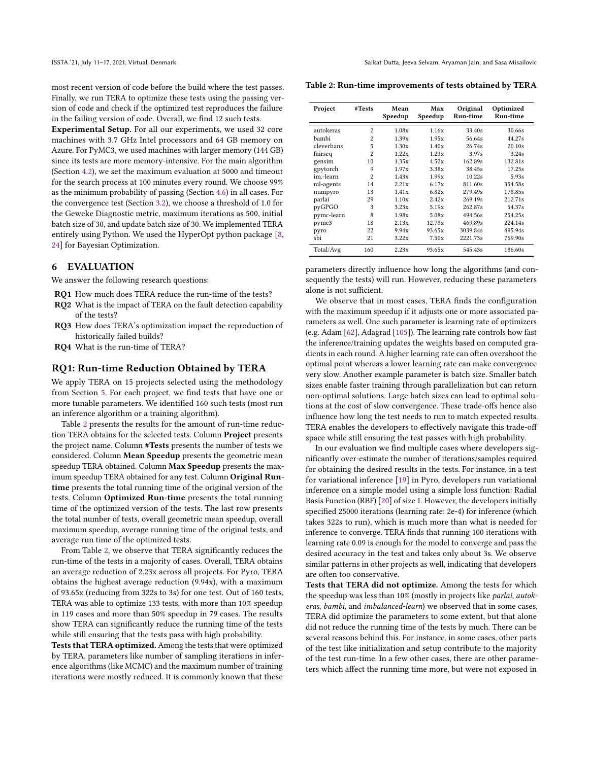most recent version of code before the build where the test passes. Finally, we run TERA to optimize these tests using the passing version of code and check if the optimized test reproduces the failure in the failing version of code. Overall, we find 12 such tests.

**Experimental Setup.** For all our experiments, we used 32 core machines with 3.7 GHz Intel processors and 64 GB memory on Azure. For PyMC3, we used machines with larger memory (144 GB) since its tests are more memory-intensive. For the main algorithm (Section 4.2), we set the maximum evaluation at 5000 and timeout for the search process at 100 minutes every round. We choose 99% as the minimum probability of passing (Section 4.6) in all cases. For the convergence test (Section 3.2), we choose a threshold of 1.0 for the Geweke Diagnostic metric, maximum iterations as 500, initial batch size of 30, and update batch size of 30. We implemented TERA entirely using Python. We used the HyperOpt python package [8, 24] for Bayesian Optimization.

## 6 EVALUATION

We answer the following research questions:

- **RQ1** How much does TERA reduce the run-time of the tests?
- **RQ2** What is the impact of TERA on the fault detection capability of the tests?
- **RQ3** How does TERA's optimization impact the reproduction of historically failed builds?
- **RQ4** What is the run-time of TERA?

### RQ1: Run-time Reduction Obtained by TERA

We apply TERA on 15 projects selected using the methodology from Section 5. For each project, we find tests that have one or more tunable parameters. We identified 160 such tests (most run an inference algorithm or a training algorithm).

Table 2 presents the results for the amount of run-time reduction TERA obtains for the selected tests. Column **Project** presents the project name. Column **#Tests** presents the number of tests we considered. Column **Mean Speedup** presents the geometric mean speedup TERA obtained. Column **Max Speedup** presents the maximum speedup TERA obtained for any test. Column **Original Run-time** presents the total running time of the original version of the tests. Column **Optimized Run-time** presents the total running time of the optimized version of the tests. The last row presents the total number of tests, overall geometric mean speedup, overall maximum speedup, average running time of the original tests, and average run time of the optimized tests.

From Table 2, we observe that TERA significantly reduces the run-time of the tests in a majority of cases. Overall, TERA obtains an average reduction of 2.23x across all projects. For Pyro, TERA obtains the highest average reduction (9.94x), with a maximum of 93.65x (reducing from 322s to 3s) for one test. Out of 160 tests, TERA was able to optimize 133 tests, with more than 10% speedup in 119 cases and more than 50% speedup in 79 cases. The results show TERA can significantly reduce the running time of the tests while still ensuring that the tests pass with high probability.

**Tests that TERA optimized.** Among the tests that were optimized by TERA, parameters like number of sampling iterations in inference algorithms (like MCMC) and the maximum number of training iterations were mostly reduced. It is commonly known that these parameters directly influence how long the algorithms (and consequently the tests) will run. However, reducing these parameters alone is not sufficient.

**Table 2: Run-time improvements of tests obtained by TERA**

| Project | #Tests | Mean Speedup | Max Speedup | Original Run-time | Optimized Run-time |
|---|---|---|---|---|---|
| autokeras | 2 | 1.08x | 1.16x | 33.40s | 30.66s |
| bambi | 2 | 1.39x | 1.95x | 56.64s | 44.27s |
| cleverhans | 5 | 1.30x | 1.40x | 26.74s | 20.10s |
| fairseq | 2 | 1.22x | 1.23x | 3.97s | 3.24s |
| gensim | 10 | 1.35x | 4.52x | 162.89s | 132.81s |
| gpytorch | 9 | 1.97x | 3.38x | 38.45s | 17.25s |
| im.-learn | 2 | 1.43x | 1.99x | 10.22s | 5.93s |
| ml-agents | 14 | 2.21x | 6.17x | 811.60s | 354.58s |
| numpyro | 13 | 1.41x | 6.82x | 279.49s | 178.85s |
| parlai | 29 | 1.10x | 2.42x | 269.19s | 212.71s |
| pyGPGO | 3 | 3.23x | 5.19x | 262.87s | 54.37s |
| pymc-learn | 8 | 1.98x | 5.08x | 494.56s | 254.25s |
| pymc3 | 18 | 2.13x | 12.78x | 469.89s | 224.14s |
| pyro | 22 | 9.94x | 93.65x | 3039.84s | 495.94s |
| sbi | 21 | 3.22x | 7.50x | 2221.73s | 769.90s |
| Total/Avg | 160 | 2.23x | 93.65x | 545.43s | 186.60s |

We observe that in most cases, TERA finds the configuration with the maximum speedup if it adjusts one or more associated parameters as well. One such parameter is learning rate of optimizers (e.g. Adam [62], Adagrad [105]). The learning rate controls how fast the inference/training updates the weights based on computed gradients in each round. A higher learning rate can often overshoot the optimal point whereas a lower learning rate can make convergence very slow. Another example parameter is batch size. Smaller batch sizes enable faster training through parallelization but can return non-optimal solutions. Large batch sizes can lead to optimal solutions at the cost of slow convergence. These trade-offs hence also influence how long the test needs to run to match expected results. TERA enables the developers to effectively navigate this trade-off space while still ensuring the test passes with high probability.

In our evaluation we find multiple cases where developers significantly over-estimate the number of iterations/samples required for obtaining the desired results in the tests. For instance, in a test for variational inference [19] in Pyro, developers run variational inference on a simple model using a simple loss function: Radial Basis Function (RBF) [20] of size 1. However, the developers initially specified 25000 iterations (learning rate: 2e-4) for inference (which takes 322s to run), which is much more than what is needed for inference to converge. TERA finds that running 100 iterations with learning rate 0.09 is enough for the model to converge and pass the desired accuracy in the test and takes only about 3s. We observe similar patterns in other projects as well, indicating that developers are often too conservative.

**Tests that TERA did not optimize.** Among the tests for which the speedup was less than 10% (mostly in projects like *parlai*, *autokeras*, *bambi*, and *imbalanced-learn*) we observed that in some cases, TERA did optimize the parameters to some extent, but that alone did not reduce the running time of the tests by much. There can be several reasons behind this. For instance, in some cases, other parts of the test like initialization and setup contribute to the majority of the test run-time. In a few other cases, there are other parameters which affect the running time more, but were not exposed in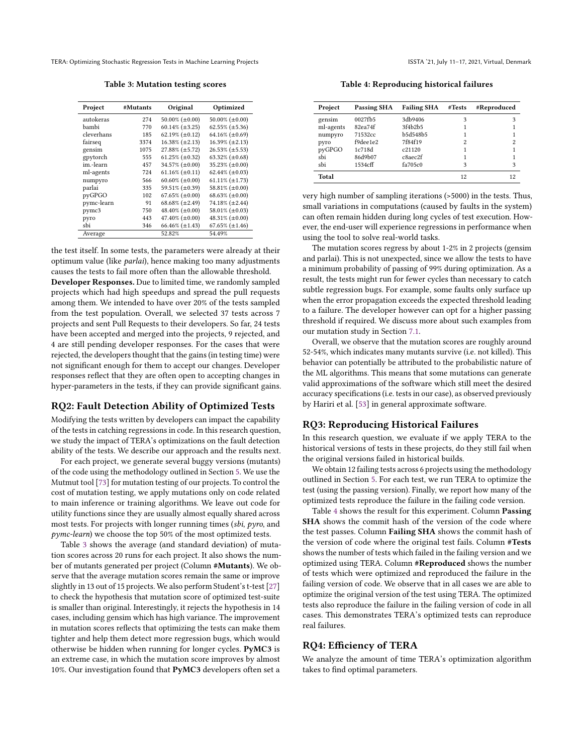**Table 3: Mutation testing scores**

| Project | #Mutants | Original | Optimized |
|---|---|---|---|
| autokeras | 274 | 50.00% (±0.00) | 50.00% (±0.00) |
| bambi | 770 | 60.14% (±3.25) | 62.55% (±5.36) |
| cleverhans | 185 | 62.19% (±0.12) | 64.16% (±0.69) |
| fairseq | 3374 | 16.38% (±2.13) | 16.39% (±2.13) |
| gensim | 1075 | 27.88% (±5.72) | 26.53% (±5.53) |
| gpytorch | 555 | 61.25% (±0.32) | 63.32% (±0.68) |
| im.-learn | 457 | 34.57% (±0.00) | 35.23% (±0.00) |
| ml-agents | 724 | 61.16% (±0.11) | 62.44% (±0.03) |
| numpyro | 566 | 60.60% (±0.00) | 61.11% (±1.73) |
| parlai | 335 | 59.51% (±0.39) | 58.81% (±0.00) |
| pyGPGO | 102 | 67.65% (±0.00) | 68.63% (±0.00) |
| pymc-learn | 91 | 68.68% (±2.49) | 74.18% (±2.44) |
| pymc3 | 750 | 48.40% (±0.00) | 58.01% (±0.03) |
| pyro | 443 | 47.40% (±0.00) | 48.31% (±0.00) |
| sbi | 346 | 66.46% (±1.43) | 67.65% (±1.46) |
| Average | | 52.82% | 54.49% |

the test itself. In some tests, the parameters were already at their optimum value (like *parlai*), hence making too many adjustments causes the tests to fail more often than the allowable threshold.

**Developer Responses.** Due to limited time, we randomly sampled projects which had high speedups and spread the pull requests among them. We intended to have over 20% of the tests sampled from the test population. Overall, we selected 37 tests across 7 projects and sent Pull Requests to their developers. So far, 24 tests have been accepted and merged into the projects, 9 rejected, and 4 are still pending developer responses. For the cases that were rejected, the developers thought that the gains (in testing time) were not significant enough for them to accept our changes. Developer responses reflect that they are often open to accepting changes in hyper-parameters in the tests, if they can provide significant gains.

## RQ2: Fault Detection Ability of Optimized Tests

Modifying the tests written by developers can impact the capability of the tests in catching regressions in code. In this research question, we study the impact of TERA's optimizations on the fault detection ability of the tests. We describe our approach and the results next.

For each project, we generate several buggy versions (mutants) of the code using the methodology outlined in Section 5. We use the Mutmut tool [73] for mutation testing of our projects. To control the cost of mutation testing, we apply mutations only on code related to main inference or training algorithms. We leave out code for utility functions since they are usually almost equally shared across most tests. For projects with longer running times (*sbi*, *pyro*, and *pymc-learn*) we choose the top 50% of the most optimized tests.

Table 3 shows the average (and standard deviation) of mutation scores across 20 runs for each project. It also shows the number of mutants generated per project (Column **#Mutants**). We observe that the average mutation scores remain the same or improve slightly in 13 out of 15 projects. We also perform Student's t-test [27] to check the hypothesis that mutation score of optimized test-suite is smaller than original. Interestingly, it rejects the hypothesis in 14 cases, including gensim which has high variance. The improvement in mutation scores reflects that optimizing the tests can make them tighter and help them detect more regression bugs, which would otherwise be hidden when running for longer cycles. **PyMC3** is an extreme case, in which the mutation score improves by almost 10%. Our investigation found that **PyMC3** developers often set a very high number of sampling iterations (>5000) in the tests. Thus, small variations in computations (caused by faults in the system) can often remain hidden during long cycles of test execution. However, the end-user will experience regressions in performance when using the tool to solve real-world tasks.

**Table 4: Reproducing historical failures**

| Project | Passing SHA | Failing SHA | #Tests | #Reproduced |
|---|---|---|---|---|
| gensim | 0027fb5 | 3db9406 | 3 | 3 |
| ml-agents | 82ea74f | 3f4b2b5 | 1 | 1 |
| numpyro | 71532cc | b5d548b5 | 1 | 1 |
| pyro | f9dee1e2 | 7f84f19 | 2 | 2 |
| pyGPGO | 1c718d | c21120 | 1 | 1 |
| sbi | 86d9b07 | c8aec2f | 1 | 1 |
| sbi | 1534cff | fa705c0 | 3 | 3 |
| **Total** | | | 12 | 12 |

The mutation scores regress by about 1-2% in 2 projects (gensim and parlai). This is not unexpected, since we allow the tests to have a minimum probability of passing of 99% during optimization. As a result, the tests might run for fewer cycles than necessary to catch subtle regression bugs. For example, some faults only surface up when the error propagation exceeds the expected threshold leading to a failure. The developer however can opt for a higher passing threshold if required. We discuss more about such examples from our mutation study in Section 7.1.

Overall, we observe that the mutation scores are roughly around 52-54%, which indicates many mutants survive (i.e. not killed). This behavior can potentially be attributed to the probabilistic nature of the ML algorithms. This means that some mutations can generate valid approximations of the software which still meet the desired accuracy specifications (i.e. tests in our case), as observed previously by Hariri et al. [53] in general approximate software.

## RQ3: Reproducing Historical Failures

In this research question, we evaluate if we apply TERA to the historical versions of tests in these projects, do they still fail when the original versions failed in historical builds.

We obtain 12 failing tests across 6 projects using the methodology outlined in Section 5. For each test, we run TERA to optimize the test (using the passing version). Finally, we report how many of the optimized tests reproduce the failure in the failing code version.

Table 4 shows the result for this experiment. Column **Passing SHA** shows the commit hash of the version of the code where the test passes. Column **Failing SHA** shows the commit hash of the version of code where the original test fails. Column **#Tests** shows the number of tests which failed in the failing version and we optimized using TERA. Column **#Reproduced** shows the number of tests which were optimized and reproduced the failure in the failing version of code. We observe that in all cases we are able to optimize the original version of the test using TERA. The optimized tests also reproduce the failure in the failing version of code in all cases. This demonstrates TERA's optimized tests can reproduce real failures.

## RQ4: Efficiency of TERA

We analyze the amount of time TERA's optimization algorithm takes to find optimal parameters.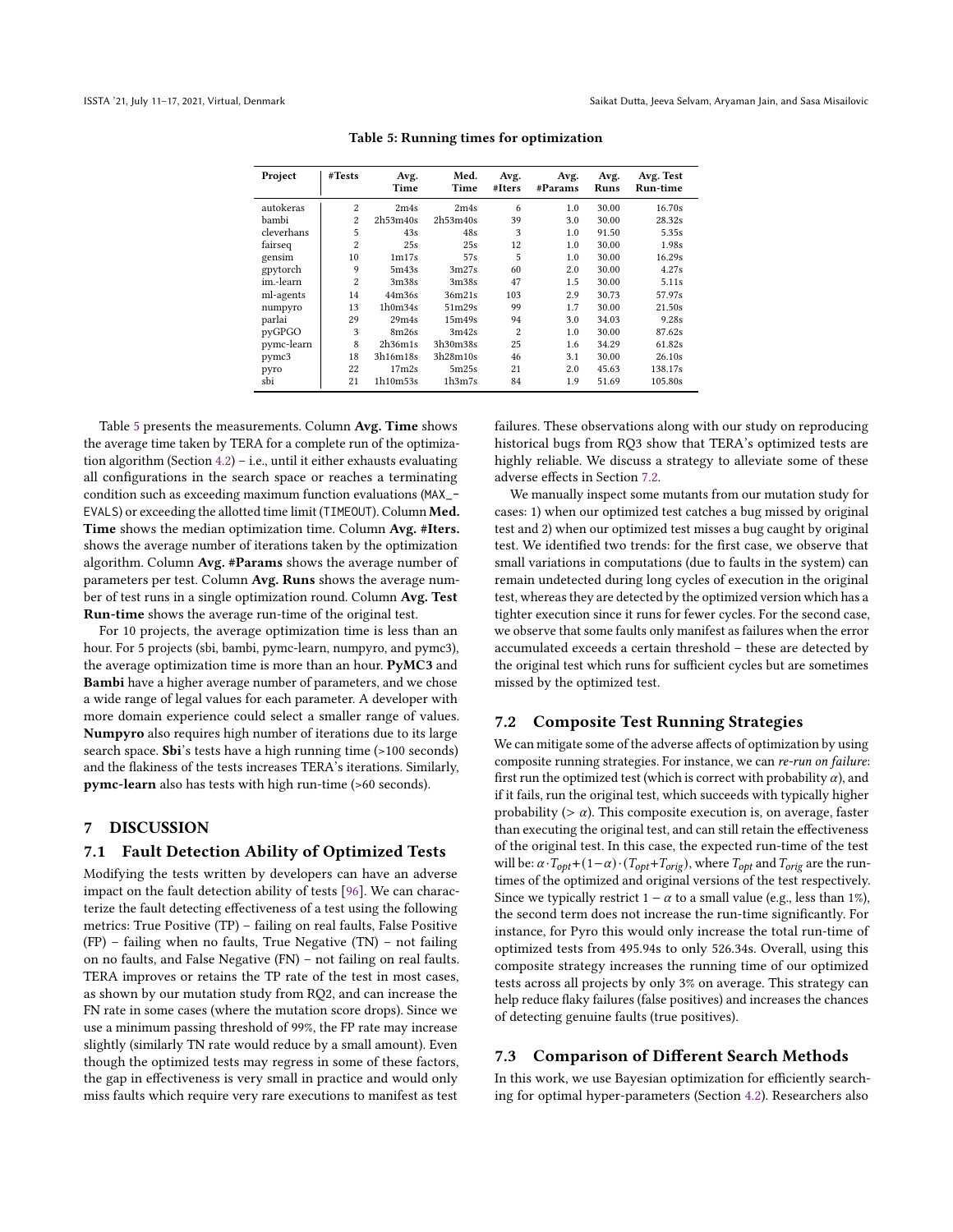**Table 5: Running times for optimization**

| Project | #Tests | Avg. Time | Med. Time | Avg. #Iters | Avg. #Params | Avg. Runs | Avg. Test Run-time |
|---|---|---|---|---|---|---|---|
| autokeras | 2 | 2m4s | 2m4s | 6 | 1.0 | 30.00 | 16.70s |
| bambi | 2 | 2h53m40s | 2h53m40s | 39 | 3.0 | 30.00 | 28.32s |
| cleverhans | 5 | 43s | 48s | 3 | 1.0 | 91.50 | 5.35s |
| fairseq | 2 | 25s | 25s | 12 | 1.0 | 30.00 | 1.98s |
| gensim | 10 | 1m17s | 57s | 5 | 1.0 | 30.00 | 16.29s |
| gpytorch | 9 | 5m43s | 3m27s | 60 | 2.0 | 30.00 | 4.27s |
| im.-learn | 2 | 3m38s | 3m38s | 47 | 1.5 | 30.00 | 5.11s |
| ml-agents | 14 | 44m36s | 36m21s | 103 | 2.9 | 30.73 | 57.97s |
| numpyro | 13 | 1h0m34s | 51m29s | 99 | 1.7 | 30.00 | 21.50s |
| parlai | 29 | 29m4s | 15m49s | 94 | 3.0 | 34.03 | 9.28s |
| pyGPGO | 3 | 8m26s | 3m42s | 2 | 1.0 | 30.00 | 87.62s |
| pymc-learn | 8 | 2h36m1s | 3h30m38s | 25 | 1.6 | 34.29 | 61.82s |
| pymc3 | 18 | 3h16m18s | 3h28m10s | 46 | 3.1 | 30.00 | 26.10s |
| pyro | 22 | 17m2s | 5m25s | 21 | 2.0 | 45.63 | 138.17s |
| sbi | 21 | 1h10m53s | 1h3m7s | 84 | 1.9 | 51.69 | 105.80s |

Table 5 presents the measurements. Column **Avg. Time** shows the average time taken by TERA for a complete run of the optimization algorithm (Section 4.2) – i.e., until it either exhausts evaluating all configurations in the search space or reaches a terminating condition such as exceeding maximum function evaluations (MAX_EVALS) or exceeding the allotted time limit (TIMEOUT). Column **Med. Time** shows the median optimization time. Column **Avg. #Iters.** shows the average number of iterations taken by the optimization algorithm. Column **Avg. #Params** shows the average number of parameters per test. Column **Avg. Runs** shows the average number of test runs in a single optimization round. Column **Avg. Test Run-time** shows the average run-time of the original test.

For 10 projects, the average optimization time is less than an hour. For 5 projects (sbi, bambi, pymc-learn, numpyro, and pymc3), the average optimization time is more than an hour. **PyMC3** and **Bambi** have a higher average number of parameters, and we chose a wide range of legal values for each parameter. A developer with more domain experience could select a smaller range of values. **Numpyro** also requires high number of iterations due to its large search space. **Sbi**'s tests have a high running time (>100 seconds) and the flakiness of the tests increases TERA's iterations. Similarly, **pymc-learn** also has tests with high run-time (>60 seconds).

# 7 DISCUSSION

## 7.1 Fault Detection Ability of Optimized Tests

Modifying the tests written by developers can have an adverse impact on the fault detection ability of tests [96]. We can characterize the fault detecting effectiveness of a test using the following metrics: True Positive (TP) – failing on real faults, False Positive (FP) – failing when no faults, True Negative (TN) – not failing on no faults, and False Negative (FN) – not failing on real faults. TERA improves or retains the TP rate of the test in most cases, as shown by our mutation study from RQ2, and can increase the FN rate in some cases (where the mutation score drops). Since we use a minimum passing threshold of 99%, the FP rate may increase slightly (similarly TN rate would reduce by a small amount). Even though the optimized tests may regress in some of these factors, the gap in effectiveness is very small in practice and would only miss faults which require very rare executions to manifest as test failures. These observations along with our study on reproducing historical bugs from RQ3 show that TERA's optimized tests are highly reliable. We discuss a strategy to alleviate some of these adverse effects in Section 7.2.

We manually inspect some mutants from our mutation study for cases: 1) when our optimized test catches a bug missed by original test and 2) when our optimized test misses a bug caught by original test. We identified two trends: for the first case, we observe that small variations in computations (due to faults in the system) can remain undetected during long cycles of execution in the original test, whereas they are detected by the optimized version which has a tighter execution since it runs for fewer cycles. For the second case, we observe that some faults only manifest as failures when the error accumulated exceeds a certain threshold – these are detected by the original test which runs for sufficient cycles but are sometimes missed by the optimized test.

## 7.2 Composite Test Running Strategies

We can mitigate some of the adverse affects of optimization by using composite running strategies. For instance, we can *re-run on failure*: first run the optimized test (which is correct with probability $\alpha$), and if it fails, run the original test, which succeeds with typically higher probability ($> \alpha$). This composite execution is, on average, faster than executing the original test, and can still retain the effectiveness of the original test. In this case, the expected run-time of the test will be: $\alpha \cdot T_{opt} + (1-\alpha) \cdot (T_{opt} + T_{orig})$, where $T_{opt}$ and $T_{orig}$ are the run-times of the optimized and original versions of the test respectively. Since we typically restrict $1 - \alpha$ to a small value (e.g., less than 1%), the second term does not increase the run-time significantly. For instance, for Pyro this would only increase the total run-time of optimized tests from 495.94s to only 526.34s. Overall, using this composite strategy increases the running time of our optimized tests across all projects by only 3% on average. This strategy can help reduce flaky failures (false positives) and increases the chances of detecting genuine faults (true positives).

## 7.3 Comparison of Different Search Methods

In this work, we use Bayesian optimization for efficiently searching for optimal hyper-parameters (Section 4.2). Researchers also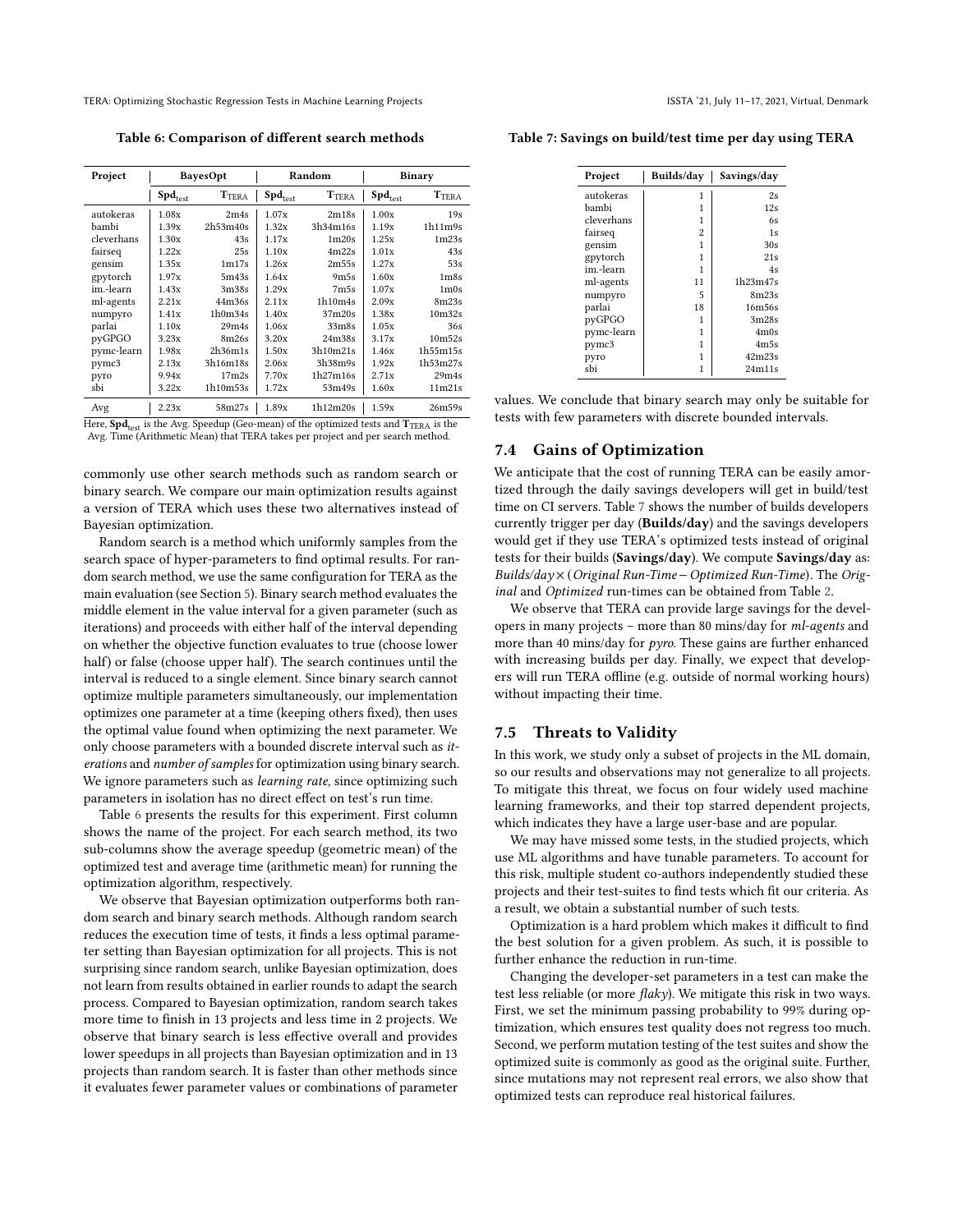Table 6: Comparison of different search methods

| Project | BayesOpt | | Random | | Binary | |
|---|---|---|---|---|---|---|
| | $\mathbf{Spd}_{\text{test}}$ | $\mathbf{T}_{\text{TERA}}$ | $\mathbf{Spd}_{\text{test}}$ | $\mathbf{T}_{\text{TERA}}$ | $\mathbf{Spd}_{\text{test}}$ | $\mathbf{T}_{\text{TERA}}$ |
| autokeras | 1.08x | 2m4s | 1.07x | 2m18s | 1.00x | 19s |
| bambi | 1.39x | 2h53m40s | 1.32x | 3h34m16s | 1.19x | 1h11m9s |
| cleverhans | 1.30x | 43s | 1.17x | 1m20s | 1.25x | 1m23s |
| fairseq | 1.22x | 25s | 1.10x | 4m22s | 1.01x | 43s |
| gensim | 1.35x | 1m17s | 1.26x | 2m55s | 1.27x | 53s |
| gpytorch | 1.97x | 5m43s | 1.64x | 9m5s | 1.60x | 1m8s |
| im.-learn | 1.43x | 3m38s | 1.29x | 7m5s | 1.07x | 1m0s |
| ml-agents | 2.21x | 44m36s | 2.11x | 1h10m4s | 2.09x | 8m23s |
| numpyro | 1.41x | 1h0m34s | 1.40x | 37m20s | 1.38x | 10m32s |
| parlai | 1.10x | 29m4s | 1.06x | 33m8s | 1.05x | 36s |
| pyGPGO | 3.23x | 8m26s | 3.20x | 24m38s | 3.17x | 10m52s |
| pymc-learn | 1.98x | 2h36m1s | 1.50x | 3h10m21s | 1.46x | 1h55m15s |
| pymc3 | 2.13x | 3h16m18s | 2.06x | 3h38m9s | 1.92x | 1h53m27s |
| pyro | 9.94x | 17m2s | 7.70x | 1h27m16s | 2.71x | 29m4s |
| sbi | 3.22x | 1h10m53s | 1.72x | 53m49s | 1.60x | 11m21s |
| Avg | 2.23x | 58m27s | 1.89x | 1h12m20s | 1.59x | 26m59s |

Here, $\mathbf{Spd}_{\text{test}}$ is the Avg. Speedup (Geo-mean) of the optimized tests and $\mathbf{T}_{\text{TERA}}$ is the Avg. Time (Arithmetic Mean) that TERA takes per project and per search method.

commonly use other search methods such as random search or binary search. We compare our main optimization results against a version of TERA which uses these two alternatives instead of Bayesian optimization.

Random search is a method which uniformly samples from the search space of hyper-parameters to find optimal results. For random search method, we use the same configuration for TERA as the main evaluation (see Section 5). Binary search method evaluates the middle element in the value interval for a given parameter (such as iterations) and proceeds with either half of the interval depending on whether the objective function evaluates to true (choose lower half) or false (choose upper half). The search continues until the interval is reduced to a single element. Since binary search cannot optimize multiple parameters simultaneously, our implementation optimizes one parameter at a time (keeping others fixed), then uses the optimal value found when optimizing the next parameter. We only choose parameters with a bounded discrete interval such as *iterations* and *number of samples* for optimization using binary search. We ignore parameters such as *learning rate*, since optimizing such parameters in isolation has no direct effect on test's run time.

Table 6 presents the results for this experiment. First column shows the name of the project. For each search method, its two sub-columns show the average speedup (geometric mean) of the optimized test and average time (arithmetic mean) for running the optimization algorithm, respectively.

We observe that Bayesian optimization outperforms both random search and binary search methods. Although random search reduces the execution time of tests, it finds a less optimal parameter setting than Bayesian optimization for all projects. This is not surprising since random search, unlike Bayesian optimization, does not learn from results obtained in earlier rounds to adapt the search process. Compared to Bayesian optimization, random search takes more time to finish in 13 projects and less time in 2 projects. We observe that binary search is less effective overall and provides lower speedups in all projects than Bayesian optimization and in 13 projects than random search. It is faster than other methods since it evaluates fewer parameter values or combinations of parameter values. We conclude that binary search may only be suitable for tests with few parameters with discrete bounded intervals.

Table 7: Savings on build/test time per day using TERA

| Project | Builds/day | Savings/day |
|---|---|---|
| autokeras | 1 | 2s |
| bambi | 1 | 12s |
| cleverhans | 1 | 6s |
| fairseq | 2 | 1s |
| gensim | 1 | 30s |
| gpytorch | 1 | 21s |
| im.-learn | 1 | 4s |
| ml-agents | 11 | 1h23m47s |
| numpyro | 5 | 8m23s |
| parlai | 18 | 16m56s |
| pyGPGO | 1 | 3m28s |
| pymc-learn | 1 | 4m0s |
| pymc3 | 1 | 4m5s |
| pyro | 1 | 42m23s |
| sbi | 1 | 24m11s |

## 7.4 Gains of Optimization

We anticipate that the cost of running TERA can be easily amortized through the daily savings developers will get in build/test time on CI servers. Table 7 shows the number of builds developers currently trigger per day (**Builds/day**) and the savings developers would get if they use TERA's optimized tests instead of original tests for their builds (**Savings/day**). We compute **Savings/day** as: *Builds/day* × (*Original Run-Time* − *Optimized Run-Time*). The *Original* and *Optimized* run-times can be obtained from Table 2.

We observe that TERA can provide large savings for the developers in many projects – more than 80 mins/day for *ml-agents* and more than 40 mins/day for *pyro*. These gains are further enhanced with increasing builds per day. Finally, we expect that developers will run TERA offline (e.g. outside of normal working hours) without impacting their time.

## 7.5 Threats to Validity

In this work, we study only a subset of projects in the ML domain, so our results and observations may not generalize to all projects. To mitigate this threat, we focus on four widely used machine learning frameworks, and their top starred dependent projects, which indicates they have a large user-base and are popular.

We may have missed some tests, in the studied projects, which use ML algorithms and have tunable parameters. To account for this risk, multiple student co-authors independently studied these projects and their test-suites to find tests which fit our criteria. As a result, we obtain a substantial number of such tests.

Optimization is a hard problem which makes it difficult to find the best solution for a given problem. As such, it is possible to further enhance the reduction in run-time.

Changing the developer-set parameters in a test can make the test less reliable (or more *flaky*). We mitigate this risk in two ways. First, we set the minimum passing probability to 99% during optimization, which ensures test quality does not regress too much. Second, we perform mutation testing of the test suites and show the optimized suite is commonly as good as the original suite. Further, since mutations may not represent real errors, we also show that optimized tests can reproduce real historical failures.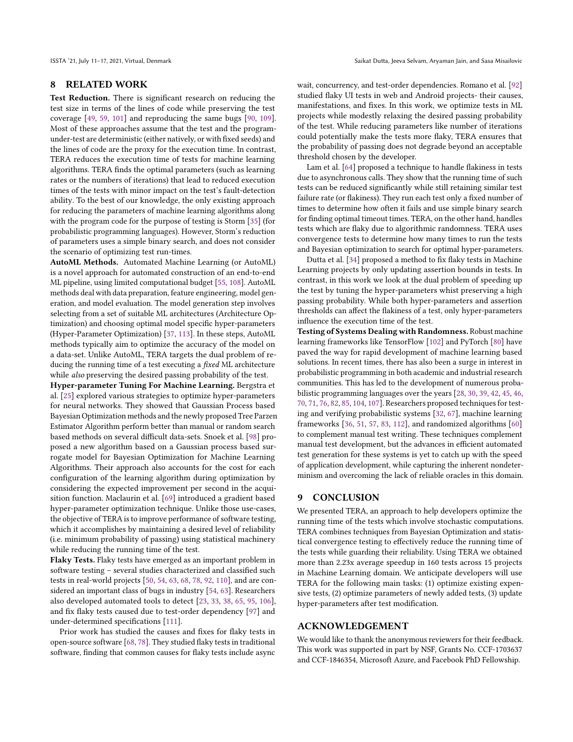## 8 RELATED WORK

**Test Reduction.** There is significant research on reducing the test size in terms of the lines of code while preserving the test coverage [49, 59, 101] and reproducing the same bugs [90, 109]. Most of these approaches assume that the test and the program-under-test are deterministic (either natively, or with fixed seeds) and the lines of code are the proxy for the execution time. In contrast, TERA reduces the execution time of tests for machine learning algorithms. TERA finds the optimal parameters (such as learning rates or the numbers of iterations) that lead to reduced execution times of the tests with minor impact on the test's fault-detection ability. To the best of our knowledge, the only existing approach for reducing the parameters of machine learning algorithms along with the program code for the purpose of testing is Storm [35] (for probabilistic programming languages). However, Storm's reduction of parameters uses a simple binary search, and does not consider the scenario of optimizing test run-times.

**AutoML Methods.** Automated Machine Learning (or AutoML) is a novel approach for automated construction of an end-to-end ML pipeline, using limited computational budget [55, 108]. AutoML methods deal with data preparation, feature engineering, model generation, and model evaluation. The model generation step involves selecting from a set of suitable ML architectures (Architecture Optimization) and choosing optimal model specific hyper-parameters (Hyper-Parameter Optimization) [37, 113]. In these steps, AutoML methods typically aim to optimize the accuracy of the model on a data-set. Unlike AutoML, TERA targets the dual problem of reducing the running time of a test executing a *fixed* ML architecture while *also* preserving the desired passing probability of the test.

**Hyper-parameter Tuning For Machine Learning.** Bergstra et al. [25] explored various strategies to optimize hyper-parameters for neural networks. They showed that Gaussian Process based Bayesian Optimization methods and the newly proposed Tree Parzen Estimator Algorithm perform better than manual or random search based methods on several difficult data-sets. Snoek et al. [98] proposed a new algorithm based on a Gaussian process based surrogate model for Bayesian Optimization for Machine Learning Algorithms. Their approach also accounts for the cost for each configuration of the learning algorithm during optimization by considering the expected improvement per second in the acquisition function. Maclaurin et al. [69] introduced a gradient based hyper-parameter optimization technique. Unlike those use-cases, the objective of TERA is to improve performance of software testing, which it accomplishes by maintaining a desired level of reliability (i.e. minimum probability of passing) using statistical machinery while reducing the running time of the test.

**Flaky Tests.** Flaky tests have emerged as an important problem in software testing – several studies characterized and classified such tests in real-world projects [50, 54, 63, 68, 78, 92, 110], and are considered an important class of bugs in industry [54, 63]. Researchers also developed automated tools to detect [23, 33, 38, 65, 95, 106], and fix flaky tests caused due to test-order dependency [97] and under-determined specifications [111].

Prior work has studied the causes and fixes for flaky tests in open-source software [68, 78]. They studied flaky tests in traditional software, finding that common causes for flaky tests include async wait, concurrency, and test-order dependencies. Romano et al. [92] studied flaky UI tests in web and Android projects- their causes, manifestations, and fixes. In this work, we optimize tests in ML projects while modestly relaxing the desired passing probability of the test. While reducing parameters like number of iterations could potentially make the tests more flaky, TERA ensures that the probability of passing does not degrade beyond an acceptable threshold chosen by the developer.

Lam et al. [64] proposed a technique to handle flakiness in tests due to asynchronous calls. They show that the running time of such tests can be reduced significantly while still retaining similar test failure rate (or flakiness). They run each test only a fixed number of times to determine how often it fails and use simple binary search for finding optimal timeout times. TERA, on the other hand, handles tests which are flaky due to algorithmic randomness. TERA uses convergence tests to determine how many times to run the tests and Bayesian optimization to search for optimal hyper-parameters.

Dutta et al. [34] proposed a method to fix flaky tests in Machine Learning projects by only updating assertion bounds in tests. In contrast, in this work we look at the dual problem of speeding up the test by tuning the hyper-parameters whist preserving a high passing probability. While both hyper-parameters and assertion thresholds can affect the flakiness of a test, only hyper-parameters influence the execution time of the test.

**Testing of Systems Dealing with Randomness.** Robust machine learning frameworks like TensorFlow [102] and PyTorch [80] have paved the way for rapid development of machine learning based solutions. In recent times, there has also been a surge in interest in probabilistic programming in both academic and industrial research communities. This has led to the development of numerous probabilistic programming languages over the years [28, 30, 39, 42, 45, 46, 70, 71, 76, 82, 85, 104, 107]. Researchers proposed techniques for testing and verifying probabilistic systems [32, 67], machine learning frameworks [36, 51, 57, 83, 112], and randomized algorithms [60] to complement manual test writing. These techniques complement manual test development, but the advances in efficient automated test generation for these systems is yet to catch up with the speed of application development, while capturing the inherent nondeterminism and overcoming the lack of reliable oracles in this domain.

## 9 CONCLUSION

We presented TERA, an approach to help developers optimize the running time of the tests which involve stochastic computations. TERA combines techniques from Bayesian Optimization and statistical convergence testing to effectively reduce the running time of the tests while guarding their reliability. Using TERA we obtained more than 2.23x average speedup in 160 tests across 15 projects in Machine Learning domain. We anticipate developers will use TERA for the following main tasks: (1) optimize existing expensive tests, (2) optimize parameters of newly added tests, (3) update hyper-parameters after test modification.

## ACKNOWLEDGEMENT

We would like to thank the anonymous reviewers for their feedback. This work was supported in part by NSF, Grants No. CCF-1703637 and CCF-1846354, Microsoft Azure, and Facebook PhD Fellowship.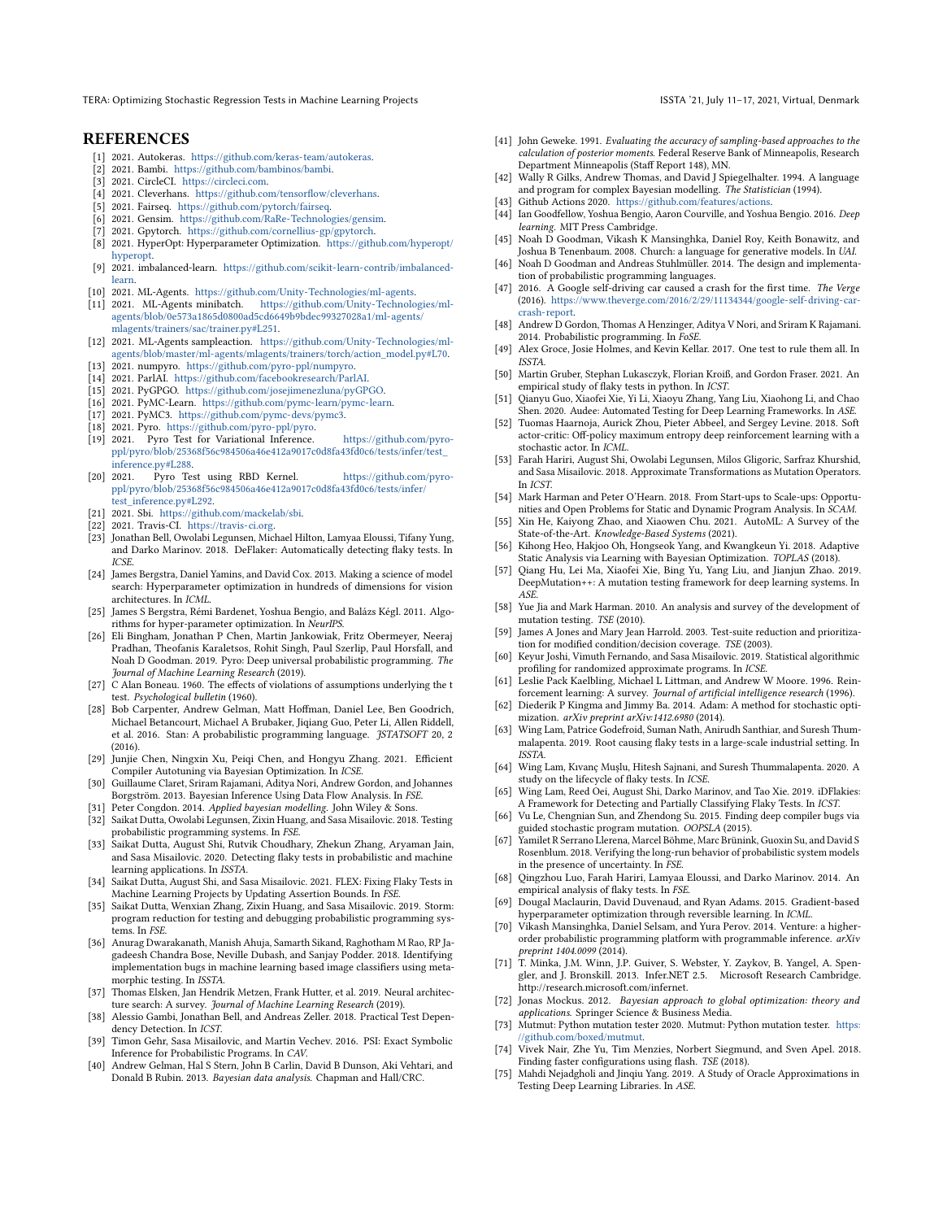## REFERENCES

- [1] 2021. Autokeras. https://github.com/keras-team/autokeras.
- [2] 2021. Bambi. https://github.com/bambinos/bambi.
- [3] 2021. CircleCI. https://circleci.com.
- [4] 2021. Cleverhans. https://github.com/tensorflow/cleverhans.
- [5] 2021. Fairseq. https://github.com/pytorch/fairseq.
- [6] 2021. Gensim. https://github.com/RaRe-Technologies/gensim.
- [7] 2021. Gpytorch. https://github.com/cornellius-gp/gpytorch.
- [8] 2021. HyperOpt: Hyperparameter Optimization. https://github.com/hyperopt/hyperopt.
- [9] 2021. imbalanced-learn. https://github.com/scikit-learn-contrib/imbalanced-learn.
- [10] 2021. ML-Agents. https://github.com/Unity-Technologies/ml-agents.
- [11] 2021. ML-Agents minibatch. https://github.com/Unity-Technologies/ml-agents/blob/0e573a1865d0800ad5cd6649b9bdec99327028a1/ml-agents/mlagents/trainers/sac/trainer.py#L251.
- [12] 2021. ML-Agents sampleaction. https://github.com/Unity-Technologies/ml-agents/blob/master/ml-agents/mlagents/trainers/torch/action_model.py#L70.
- [13] 2021. numpyro. https://github.com/pyro-ppl/numpyro.
- [14] 2021. ParlAI. https://github.com/facebookresearch/ParlAI.
- [15] 2021. PyGPGO. https://github.com/josejimenezluna/pyGPGO.
- [16] 2021. PyMC-Learn. https://github.com/pymc-learn/pymc-learn.
- [17] 2021. PyMC3. https://github.com/pymc-devs/pymc3.
- [18] 2021. Pyro. https://github.com/pyro-ppl/pyro.
- [19] 2021. Pyro Test for Variational Inference. https://github.com/pyro-ppl/pyro/blob/25368f56c984506a46e412a9017c0d8fa43fd0c6/tests/infer/test_inference.py#L288.
- [20] 2021. Pyro Test using RBD Kernel. https://github.com/pyro-ppl/pyro/blob/25368f56c984506a46e412a9017c0d8fa43fd0c6/tests/infer/test_inference.py#L292.
- [21] 2021. Sbi. https://github.com/mackelab/sbi.
- [22] 2021. Travis-CI. https://travis-ci.org.
- [23] Jonathan Bell, Owolabi Legunsen, Michael Hilton, Lamyaa Eloussi, Tifany Yung, and Darko Marinov. 2018. DeFlaker: Automatically detecting flaky tests. In *ICSE*.
- [24] James Bergstra, Daniel Yamins, and David Cox. 2013. Making a science of model search: Hyperparameter optimization in hundreds of dimensions for vision architectures. In *ICML*.
- [25] James S Bergstra, Rémi Bardenet, Yoshua Bengio, and Balázs Kégl. 2011. Algorithms for hyper-parameter optimization. In *NeurIPS*.
- [26] Eli Bingham, Jonathan P Chen, Martin Jankowiak, Fritz Obermeyer, Neeraj Pradhan, Theofanis Karaletsos, Rohit Singh, Paul Szerlip, Paul Horsfall, and Noah D Goodman. 2019. Pyro: Deep universal probabilistic programming. *The Journal of Machine Learning Research* (2019).
- [27] C Alan Boneau. 1960. The effects of violations of assumptions underlying the t test. *Psychological bulletin* (1960).
- [28] Bob Carpenter, Andrew Gelman, Matt Hoffman, Daniel Lee, Ben Goodrich, Michael Betancourt, Michael A Brubaker, Jiqiang Guo, Peter Li, Allen Riddell, et al. 2016. Stan: A probabilistic programming language. *JSTATSOFT* 20, 2 (2016).
- [29] Junjie Chen, Ningxin Xu, Peiqi Chen, and Hongyu Zhang. 2021. Efficient Compiler Autotuning via Bayesian Optimization. In *ICSE*.
- [30] Guillaume Claret, Sriram Rajamani, Aditya Nori, Andrew Gordon, and Johannes Borgström. 2013. Bayesian Inference Using Data Flow Analysis. In *FSE*.
- [31] Peter Congdon. 2014. *Applied bayesian modelling*. John Wiley & Sons.
- [32] Saikat Dutta, Owolabi Legunsen, Zixin Huang, and Sasa Misailovic. 2018. Testing probabilistic programming systems. In *FSE*.
- [33] Saikat Dutta, August Shi, Rutvik Choudhary, Zhekun Zhang, Aryaman Jain, and Sasa Misailovic. 2020. Detecting flaky tests in probabilistic and machine learning applications. In *ISSTA*.
- [34] Saikat Dutta, August Shi, and Sasa Misailovic. 2021. FLEX: Fixing Flaky Tests in Machine Learning Projects by Updating Assertion Bounds. In *FSE*.
- [35] Saikat Dutta, Wenxian Zhang, Zixin Huang, and Sasa Misailovic. 2019. Storm: program reduction for testing and debugging probabilistic programming systems. In *FSE*.
- [36] Anurag Dwarakanath, Manish Ahuja, Samarth Sikand, Raghotham M Rao, RP Jagadeesh Chandra Bose, Neville Dubash, and Sanjay Podder. 2018. Identifying implementation bugs in machine learning based image classifiers using metamorphic testing. In *ISSTA*.
- [37] Thomas Elsken, Jan Hendrik Metzen, Frank Hutter, et al. 2019. Neural architecture search: A survey. *Journal of Machine Learning Research* (2019).
- [38] Alessio Gambi, Jonathan Bell, and Andreas Zeller. 2018. Practical Test Dependency Detection. In *ICST*.
- [39] Timon Gehr, Sasa Misailovic, and Martin Vechev. 2016. PSI: Exact Symbolic Inference for Probabilistic Programs. In *CAV*.
- [40] Andrew Gelman, Hal S Stern, John B Carlin, David B Dunson, Aki Vehtari, and Donald B Rubin. 2013. *Bayesian data analysis*. Chapman and Hall/CRC.
- [41] John Geweke. 1991. *Evaluating the accuracy of sampling-based approaches to the calculation of posterior moments*. Federal Reserve Bank of Minneapolis, Research Department Minneapolis (Staff Report 148), MN.
- [42] Wally R Gilks, Andrew Thomas, and David J Spiegelhalter. 1994. A language and program for complex Bayesian modelling. *The Statistician* (1994).
- [43] Github Actions 2020. https://github.com/features/actions.
- [44] Ian Goodfellow, Yoshua Bengio, Aaron Courville, and Yoshua Bengio. 2016. *Deep learning*. MIT Press Cambridge.
- [45] Noah D Goodman, Vikash K Mansinghka, Daniel Roy, Keith Bonawitz, and Joshua B Tenenbaum. 2008. Church: a language for generative models. In *UAI*.
- [46] Noah D Goodman and Andreas Stuhlmüller. 2014. The design and implementation of probabilistic programming languages.
- [47] 2016. A Google self-driving car caused a crash for the first time. *The Verge* (2016). https://www.theverge.com/2016/2/29/11134344/google-self-driving-car-crash-report.
- [48] Andrew D Gordon, Thomas A Henzinger, Aditya V Nori, and Sriram K Rajamani. 2014. Probabilistic programming. In *FoSE*.
- [49] Alex Groce, Josie Holmes, and Kevin Kellar. 2017. One test to rule them all. In *ISSTA*.
- [50] Martin Gruber, Stephan Lukasczyk, Florian Kroiß, and Gordon Fraser. 2021. An empirical study of flaky tests in python. In *ICST*.
- [51] Qianyu Guo, Xiaofei Xie, Yi Li, Xiaoyu Zhang, Yang Liu, Xiaohong Li, and Chao Shen. 2020. Audee: Automated Testing for Deep Learning Frameworks. In *ASE*.
- [52] Tuomas Haarnoja, Aurick Zhou, Pieter Abbeel, and Sergey Levine. 2018. Soft actor-critic: Off-policy maximum entropy deep reinforcement learning with a stochastic actor. In *ICML*.
- [53] Farah Hariri, August Shi, Owolabi Legunsen, Milos Gligoric, Sarfraz Khurshid, and Sasa Misailovic. 2018. Approximate Transformations as Mutation Operators. In *ICST*.
- [54] Mark Harman and Peter O'Hearn. 2018. From Start-ups to Scale-ups: Opportunities and Open Problems for Static and Dynamic Program Analysis. In *SCAM*.
- [55] Xin He, Kaiyong Zhao, and Xiaowen Chu. 2021. AutoML: A Survey of the State-of-the-Art. *Knowledge-Based Systems* (2021).
- [56] Kihong Heo, Hakjoo Oh, Hongseok Yang, and Kwangkeun Yi. 2018. Adaptive Static Analysis via Learning with Bayesian Optimization. *TOPLAS* (2018).
- [57] Qiang Hu, Lei Ma, Xiaofei Xie, Bing Yu, Yang Liu, and Jianjun Zhao. 2019. DeepMutation++: A mutation testing framework for deep learning systems. In *ASE*.
- [58] Yue Jia and Mark Harman. 2010. An analysis and survey of the development of mutation testing. *TSE* (2010).
- [59] James A Jones and Mary Jean Harrold. 2003. Test-suite reduction and prioritization for modified condition/decision coverage. *TSE* (2003).
- [60] Keyur Joshi, Vimuth Fernando, and Sasa Misailovic. 2019. Statistical algorithmic profiling for randomized approximate programs. In *ICSE*.
- [61] Leslie Pack Kaelbling, Michael L Littman, and Andrew W Moore. 1996. Reinforcement learning: A survey. *Journal of artificial intelligence research* (1996).
- [62] Diederik P Kingma and Jimmy Ba. 2014. Adam: A method for stochastic optimization. *arXiv preprint arXiv:1412.6980* (2014).
- [63] Wing Lam, Patrice Godefroid, Suman Nath, Anirudh Santhiar, and Suresh Thummalapenta. 2019. Root causing flaky tests in a large-scale industrial setting. In *ISSTA*.
- [64] Wing Lam, Kıvanç Muşlu, Hitesh Sajnani, and Suresh Thummalapenta. 2020. A study on the lifecycle of flaky tests. In *ICSE*.
- [65] Wing Lam, Reed Oei, August Shi, Darko Marinov, and Tao Xie. 2019. iDFlakies: A Framework for Detecting and Partially Classifying Flaky Tests. In *ICST*.
- [66] Vu Le, Chengnian Sun, and Zhendong Su. 2015. Finding deep compiler bugs via guided stochastic program mutation. *OOPSLA* (2015).
- [67] Yamilet R Serrano Llerena, Marcel Böhme, Marc Brünink, Guoxin Su, and David S Rosenblum. 2018. Verifying the long-run behavior of probabilistic system models in the presence of uncertainty. In *FSE*.
- [68] Qingzhou Luo, Farah Hariri, Lamyaa Eloussi, and Darko Marinov. 2014. An empirical analysis of flaky tests. In *FSE*.
- [69] Dougal Maclaurin, David Duvenaud, and Ryan Adams. 2015. Gradient-based hyperparameter optimization through reversible learning. In *ICML*.
- [70] Vikash Mansinghka, Daniel Selsam, and Yura Perov. 2014. Venture: a higher-order probabilistic programming platform with programmable inference. *arXiv preprint 1404.0099* (2014).
- [71] T. Minka, J.M. Winn, J.P. Guiver, S. Webster, Y. Zaykov, B. Yangel, A. Spengler, and J. Bronskill. 2013. Infer.NET 2.5. Microsoft Research Cambridge. http://research.microsoft.com/infernet.
- [72] Jonas Mockus. 2012. *Bayesian approach to global optimization: theory and applications*. Springer Science & Business Media.
- [73] Mutmut: Python mutation tester 2020. Mutmut: Python mutation tester. https://github.com/boxed/mutmut.
- [74] Vivek Nair, Zhe Yu, Tim Menzies, Norbert Siegmund, and Sven Apel. 2018. Finding faster configurations using flash. *TSE* (2018).
- [75] Mahdi Nejadgholi and Jinqiu Yang. 2019. A Study of Oracle Approximations in Testing Deep Learning Libraries. In *ASE*.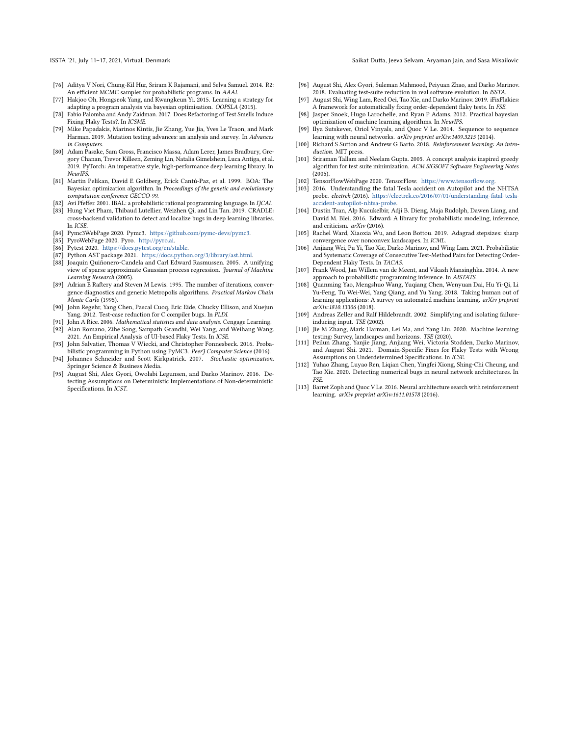[76] Aditya V Nori, Chung-Kil Hur, Sriram K Rajamani, and Selva Samuel. 2014. R2: An efficient MCMC sampler for probabilistic programs. In *AAAI*.

[77] Hakjoo Oh, Hongseok Yang, and Kwangkeun Yi. 2015. Learning a strategy for adapting a program analysis via bayesian optimisation. *OOPSLA* (2015).

[78] Fabio Palomba and Andy Zaidman. 2017. Does Refactoring of Test Smells Induce Fixing Flaky Tests?. In *ICSME*.

[79] Mike Papadakis, Marinos Kintis, Jie Zhang, Yue Jia, Yves Le Traon, and Mark Harman. 2019. Mutation testing advances: an analysis and survey. In *Advances in Computers*.

[80] Adam Paszke, Sam Gross, Francisco Massa, Adam Lerer, James Bradbury, Gregory Chanan, Trevor Killeen, Zeming Lin, Natalia Gimelshein, Luca Antiga, et al. 2019. PyTorch: An imperative style, high-performance deep learning library. In *NeurIPS*.

[81] Martin Pelikan, David E Goldberg, Erick Cantú-Paz, et al. 1999. BOA: The Bayesian optimization algorithm. In *Proceedings of the genetic and evolutionary computation conference GECCO-99*.

[82] Avi Pfeffer. 2001. IBAL: a probabilistic rational programming language. In *IJCAI*.

[83] Hung Viet Pham, Thibaud Lutellier, Weizhen Qi, and Lin Tan. 2019. CRADLE: cross-backend validation to detect and localize bugs in deep learning libraries. In *ICSE*.

[84] Pymc3WebPage 2020. Pymc3. https://github.com/pymc-devs/pymc3.

[85] PyroWebPage 2020. Pyro. http://pyro.ai.

[86] Pytest 2020. https://docs.pytest.org/en/stable.

[87] Python AST package 2021. https://docs.python.org/3/library/ast.html.

[88] Joaquin Quiñonero-Candela and Carl Edward Rasmussen. 2005. A unifying view of sparse approximate Gaussian process regression. *Journal of Machine Learning Research* (2005).

[89] Adrian E Raftery and Steven M Lewis. 1995. The number of iterations, convergence diagnostics and generic Metropolis algorithms. *Practical Markov Chain Monte Carlo* (1995).

[90] John Regehr, Yang Chen, Pascal Cuoq, Eric Eide, Chucky Ellison, and Xuejun Yang. 2012. Test-case reduction for C compiler bugs. In *PLDI*.

[91] John A Rice. 2006. *Mathematical statistics and data analysis*. Cengage Learning.

[92] Alan Romano, Zihe Song, Sampath Grandhi, Wei Yang, and Weihang Wang. 2021. An Empirical Analysis of UI-based Flaky Tests. In *ICSE*.

[93] John Salvatier, Thomas V Wiecki, and Christopher Fonnesbeck. 2016. Probabilistic programming in Python using PyMC3. *PeerJ Computer Science* (2016).

[94] Johannes Schneider and Scott Kirkpatrick. 2007. *Stochastic optimization*. Springer Science & Business Media.

[95] August Shi, Alex Gyori, Owolabi Legunsen, and Darko Marinov. 2016. Detecting Assumptions on Deterministic Implementations of Non-deterministic Specifications. In *ICST*.

[96] August Shi, Alex Gyori, Suleman Mahmood, Peiyuan Zhao, and Darko Marinov. 2018. Evaluating test-suite reduction in real software evolution. In *ISSTA*.

[97] August Shi, Wing Lam, Reed Oei, Tao Xie, and Darko Marinov. 2019. iFixFlakies: A framework for automatically fixing order-dependent flaky tests. In *FSE*.

[98] Jasper Snoek, Hugo Larochelle, and Ryan P Adams. 2012. Practical bayesian optimization of machine learning algorithms. In *NeurIPS*.

[99] Ilya Sutskever, Oriol Vinyals, and Quoc V Le. 2014. Sequence to sequence learning with neural networks. *arXiv preprint arXiv:1409.3215* (2014).

[100] Richard S Sutton and Andrew G Barto. 2018. *Reinforcement learning: An introduction*. MIT press.

[101] Sriraman Tallam and Neelam Gupta. 2005. A concept analysis inspired greedy algorithm for test suite minimization. *ACM SIGSOFT Software Engineering Notes* (2005).

[102] TensorFlowWebPage 2020. TensorFlow. https://www.tensorflow.org.

[103] 2016. Understanding the fatal Tesla accident on Autopilot and the NHTSA probe. *electrek* (2016). https://electrek.co/2016/07/01/understanding-fatal-tesla-accident-autopilot-nhtsa-probe.

[104] Dustin Tran, Alp Kucukelbir, Adji B. Dieng, Maja Rudolph, Dawen Liang, and David M. Blei. 2016. Edward: A library for probabilistic modeling, inference, and criticism. *arXiv* (2016).

[105] Rachel Ward, Xiaoxia Wu, and Leon Bottou. 2019. Adagrad stepsizes: sharp convergence over nonconvex landscapes. In *ICML*.

[106] Anjiang Wei, Pu Yi, Tao Xie, Darko Marinov, and Wing Lam. 2021. Probabilistic and Systematic Coverage of Consecutive Test-Method Pairs for Detecting Order-Dependent Flaky Tests. In *TACAS*.

[107] Frank Wood, Jan Willem van de Meent, and Vikash Mansinghka. 2014. A new approach to probabilistic programming inference. In *AISTATS*.

[108] Quanming Yao, Mengshuo Wang, Yuqiang Chen, Wenyuan Dai, Hu Yi-Qi, Li Yu-Feng, Tu Wei-Wei, Yang Qiang, and Yu Yang. 2018. Taking human out of learning applications: A survey on automated machine learning. *arXiv preprint arXiv:1810.13306* (2018).

[109] Andreas Zeller and Ralf Hildebrandt. 2002. Simplifying and isolating failure-inducing input. *TSE* (2002).

[110] Jie M Zhang, Mark Harman, Lei Ma, and Yang Liu. 2020. Machine learning testing: Survey, landscapes and horizons. *TSE* (2020).

[111] Peilun Zhang, Yanjie Jiang, Anjiang Wei, Victoria Stodden, Darko Marinov, and August Shi. 2021. Domain-Specific Fixes for Flaky Tests with Wrong Assumptions on Underdetermined Specifications. In *ICSE*.

[112] Yuhao Zhang, Luyao Ren, Liqian Chen, Yingfei Xiong, Shing-Chi Cheung, and Tao Xie. 2020. Detecting numerical bugs in neural network architectures. In *FSE*.

[113] Barret Zoph and Quoc V Le. 2016. Neural architecture search with reinforcement learning. *arXiv preprint arXiv:1611.01578* (2016).